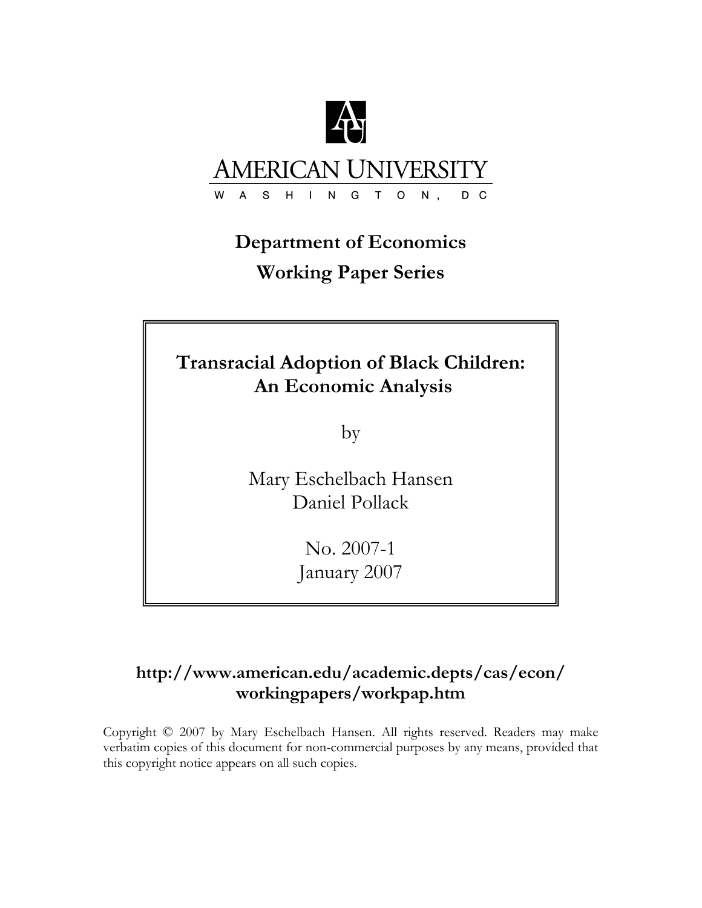AMERICAN UNIVERSITY

WASHINGTON, DC

# Department of Economics
## Working Paper Series

# Transracial Adoption of Black Children: An Economic Analysis

by

Mary Eschelbach Hansen
Daniel Pollack

No. 2007-1
January 2007

**http://www.american.edu/academic.depts/cas/econ/workingpapers/workpap.htm**

Copyright © 2007 by Mary Eschelbach Hansen. All rights reserved. Readers may make verbatim copies of this document for non-commercial purposes by any means, provided that this copyright notice appears on all such copies.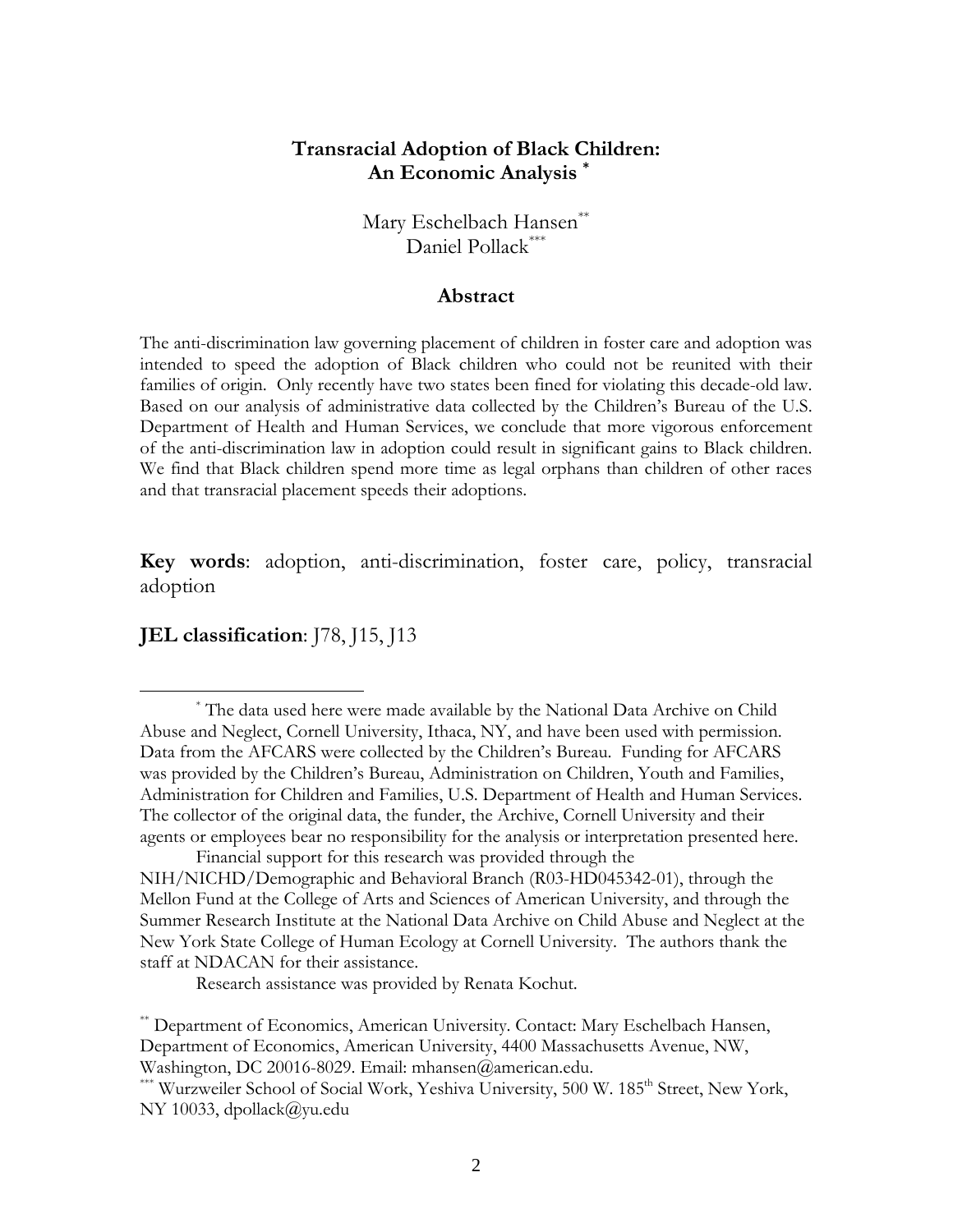# Transracial Adoption of Black Children: An Economic Analysis [*]

Mary Eschelbach Hansen[**]
Daniel Pollack[***]

## Abstract

The anti-discrimination law governing placement of children in foster care and adoption was intended to speed the adoption of Black children who could not be reunited with their families of origin. Only recently have two states been fined for violating this decade-old law. Based on our analysis of administrative data collected by the Children's Bureau of the U.S. Department of Health and Human Services, we conclude that more vigorous enforcement of the anti-discrimination law in adoption could result in significant gains to Black children. We find that Black children spend more time as legal orphans than children of other races and that transracial placement speeds their adoptions.

**Key words**: adoption, anti-discrimination, foster care, policy, transracial adoption

**JEL classification**: J78, J15, J13

---

[*] The data used here were made available by the National Data Archive on Child Abuse and Neglect, Cornell University, Ithaca, NY, and have been used with permission. Data from the AFCARS were collected by the Children's Bureau. Funding for AFCARS was provided by the Children's Bureau, Administration on Children, Youth and Families, Administration for Children and Families, U.S. Department of Health and Human Services. The collector of the original data, the funder, the Archive, Cornell University and their agents or employees bear no responsibility for the analysis or interpretation presented here.

Financial support for this research was provided through the NIH/NICHD/Demographic and Behavioral Branch (R03-HD045342-01), through the Mellon Fund at the College of Arts and Sciences of American University, and through the Summer Research Institute at the National Data Archive on Child Abuse and Neglect at the New York State College of Human Ecology at Cornell University. The authors thank the staff at NDACAN for their assistance.

Research assistance was provided by Renata Kochut.

[**] Department of Economics, American University. Contact: Mary Eschelbach Hansen, Department of Economics, American University, 4400 Massachusetts Avenue, NW, Washington, DC 20016-8029. Email: mhansen@american.edu.

[***] Wurzweiler School of Social Work, Yeshiva University, 500 W. 185th Street, New York, NY 10033, dpollack@yu.edu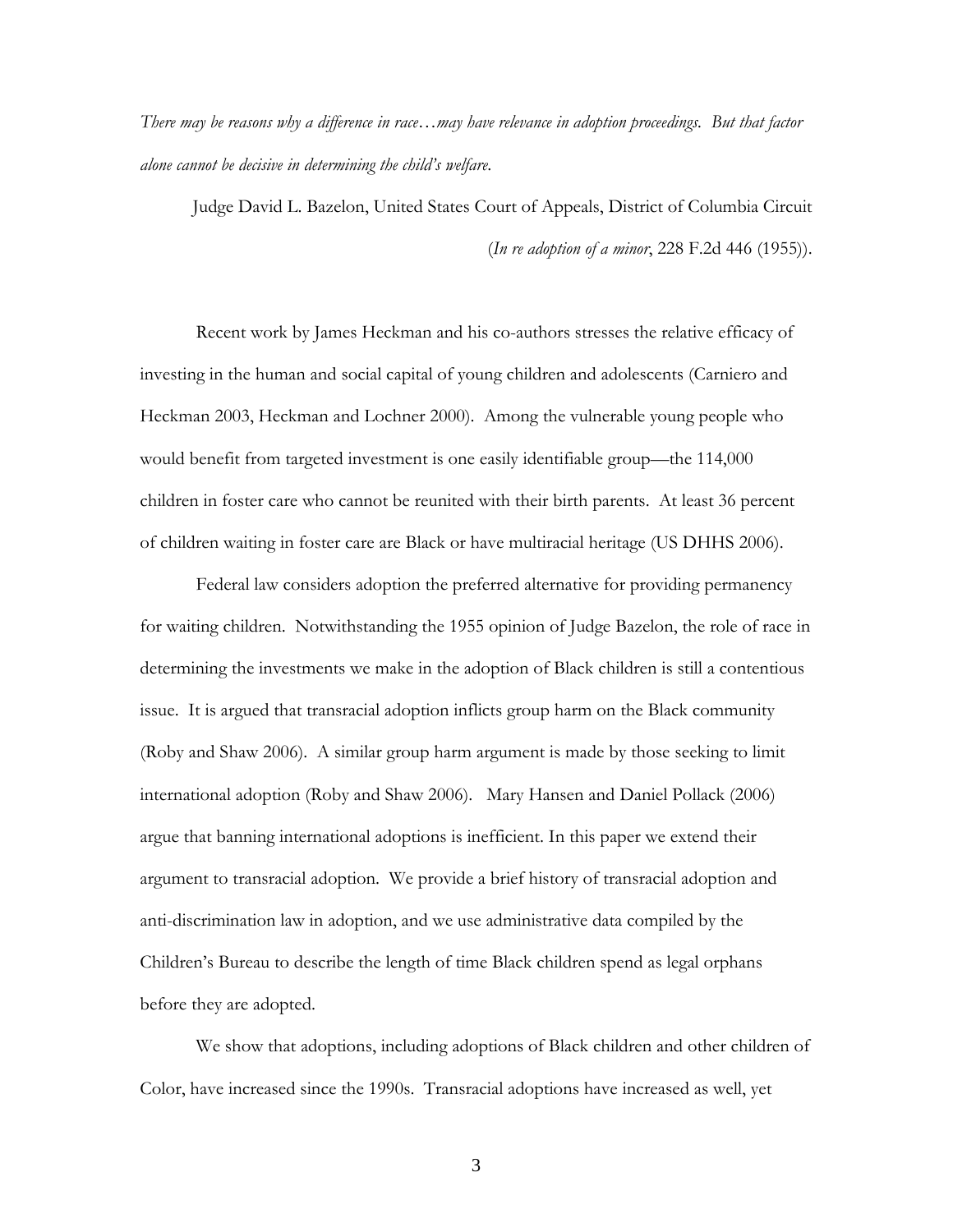*There may be reasons why a difference in race…may have relevance in adoption proceedings. But that factor alone cannot be decisive in determining the child's welfare.*

Judge David L. Bazelon, United States Court of Appeals, District of Columbia Circuit (*In re adoption of a minor*, 228 F.2d 446 (1955)).

Recent work by James Heckman and his co-authors stresses the relative efficacy of investing in the human and social capital of young children and adolescents (Carniero and Heckman 2003, Heckman and Lochner 2000). Among the vulnerable young people who would benefit from targeted investment is one easily identifiable group—the 114,000 children in foster care who cannot be reunited with their birth parents. At least 36 percent of children waiting in foster care are Black or have multiracial heritage (US DHHS 2006).

Federal law considers adoption the preferred alternative for providing permanency for waiting children. Notwithstanding the 1955 opinion of Judge Bazelon, the role of race in determining the investments we make in the adoption of Black children is still a contentious issue. It is argued that transracial adoption inflicts group harm on the Black community (Roby and Shaw 2006). A similar group harm argument is made by those seeking to limit international adoption (Roby and Shaw 2006). Mary Hansen and Daniel Pollack (2006) argue that banning international adoptions is inefficient. In this paper we extend their argument to transracial adoption. We provide a brief history of transracial adoption and anti-discrimination law in adoption, and we use administrative data compiled by the Children's Bureau to describe the length of time Black children spend as legal orphans before they are adopted.

We show that adoptions, including adoptions of Black children and other children of Color, have increased since the 1990s. Transracial adoptions have increased as well, yet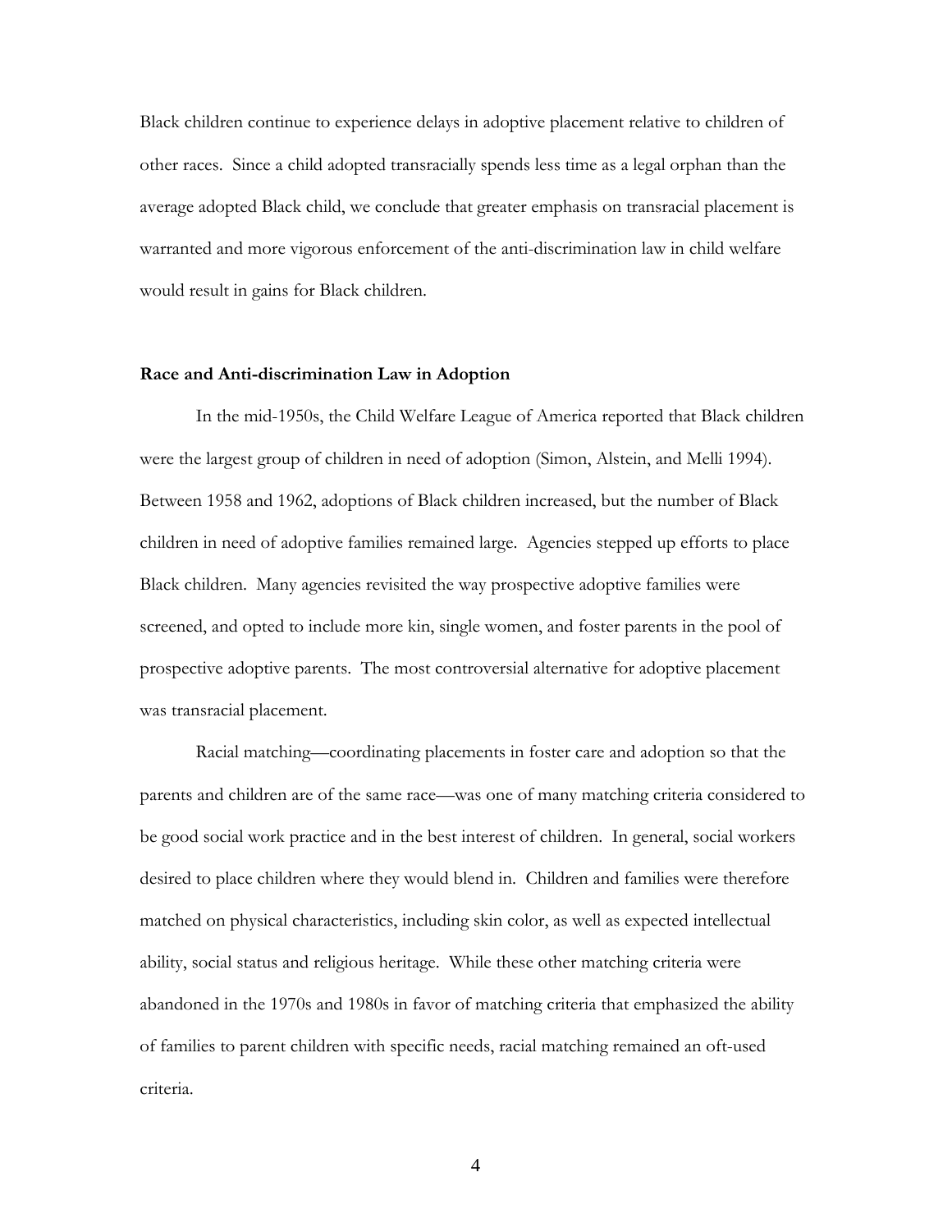Black children continue to experience delays in adoptive placement relative to children of other races. Since a child adopted transracially spends less time as a legal orphan than the average adopted Black child, we conclude that greater emphasis on transracial placement is warranted and more vigorous enforcement of the anti-discrimination law in child welfare would result in gains for Black children.

**Race and Anti-discrimination Law in Adoption**

In the mid-1950s, the Child Welfare League of America reported that Black children were the largest group of children in need of adoption (Simon, Alstein, and Melli 1994). Between 1958 and 1962, adoptions of Black children increased, but the number of Black children in need of adoptive families remained large. Agencies stepped up efforts to place Black children. Many agencies revisited the way prospective adoptive families were screened, and opted to include more kin, single women, and foster parents in the pool of prospective adoptive parents. The most controversial alternative for adoptive placement was transracial placement.

Racial matching—coordinating placements in foster care and adoption so that the parents and children are of the same race—was one of many matching criteria considered to be good social work practice and in the best interest of children. In general, social workers desired to place children where they would blend in. Children and families were therefore matched on physical characteristics, including skin color, as well as expected intellectual ability, social status and religious heritage. While these other matching criteria were abandoned in the 1970s and 1980s in favor of matching criteria that emphasized the ability of families to parent children with specific needs, racial matching remained an oft-used criteria.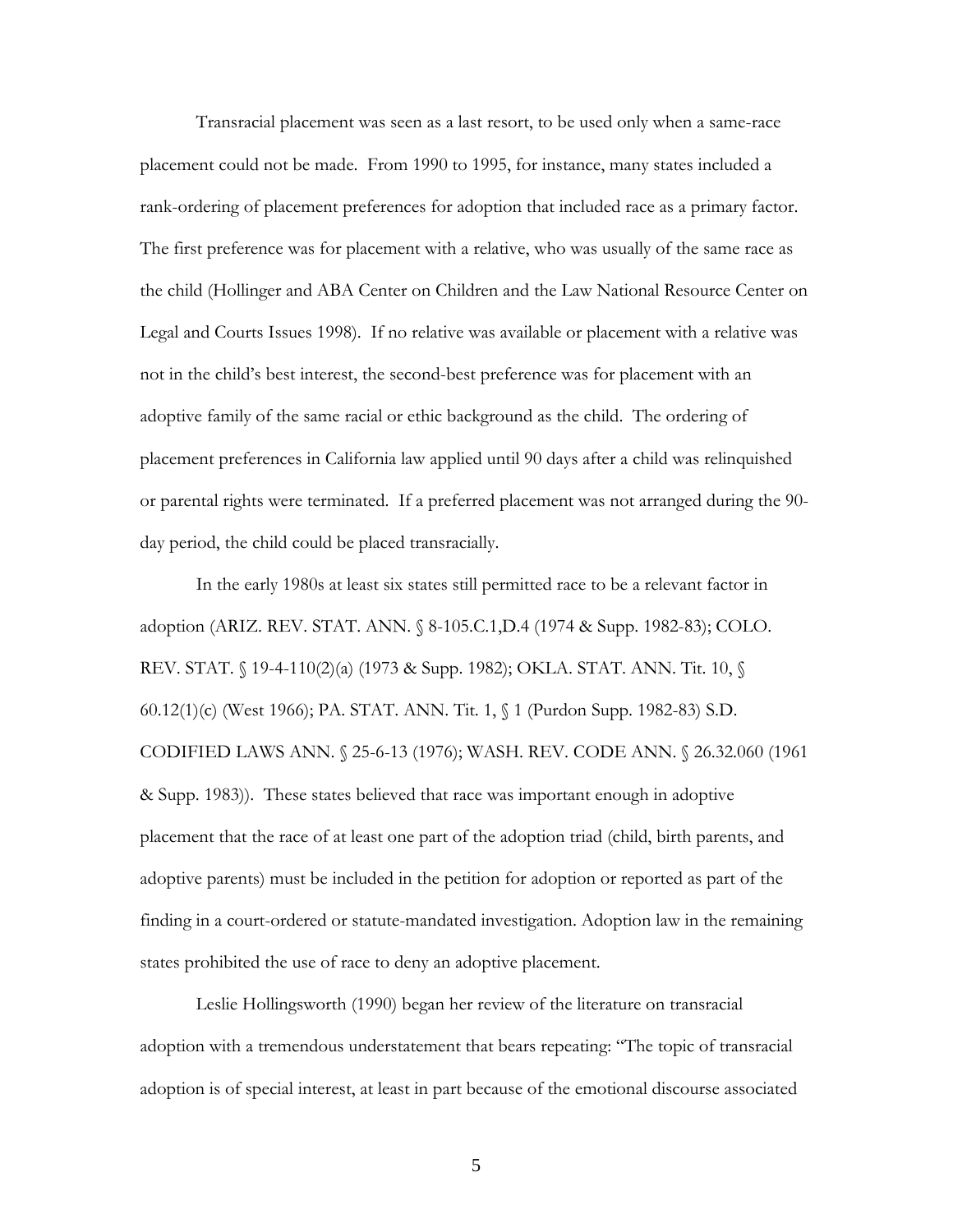Transracial placement was seen as a last resort, to be used only when a same-race placement could not be made. From 1990 to 1995, for instance, many states included a rank-ordering of placement preferences for adoption that included race as a primary factor. The first preference was for placement with a relative, who was usually of the same race as the child (Hollinger and ABA Center on Children and the Law National Resource Center on Legal and Courts Issues 1998). If no relative was available or placement with a relative was not in the child's best interest, the second-best preference was for placement with an adoptive family of the same racial or ethic background as the child. The ordering of placement preferences in California law applied until 90 days after a child was relinquished or parental rights were terminated. If a preferred placement was not arranged during the 90-day period, the child could be placed transracially.

In the early 1980s at least six states still permitted race to be a relevant factor in adoption (ARIZ. REV. STAT. ANN. § 8-105.C.1,D.4 (1974 & Supp. 1982-83); COLO. REV. STAT. § 19-4-110(2)(a) (1973 & Supp. 1982); OKLA. STAT. ANN. Tit. 10, § 60.12(1)(c) (West 1966); PA. STAT. ANN. Tit. 1, § 1 (Purdon Supp. 1982-83) S.D. CODIFIED LAWS ANN. § 25-6-13 (1976); WASH. REV. CODE ANN. § 26.32.060 (1961 & Supp. 1983)). These states believed that race was important enough in adoptive placement that the race of at least one part of the adoption triad (child, birth parents, and adoptive parents) must be included in the petition for adoption or reported as part of the finding in a court-ordered or statute-mandated investigation. Adoption law in the remaining states prohibited the use of race to deny an adoptive placement.

Leslie Hollingsworth (1990) began her review of the literature on transracial adoption with a tremendous understatement that bears repeating: "The topic of transracial adoption is of special interest, at least in part because of the emotional discourse associated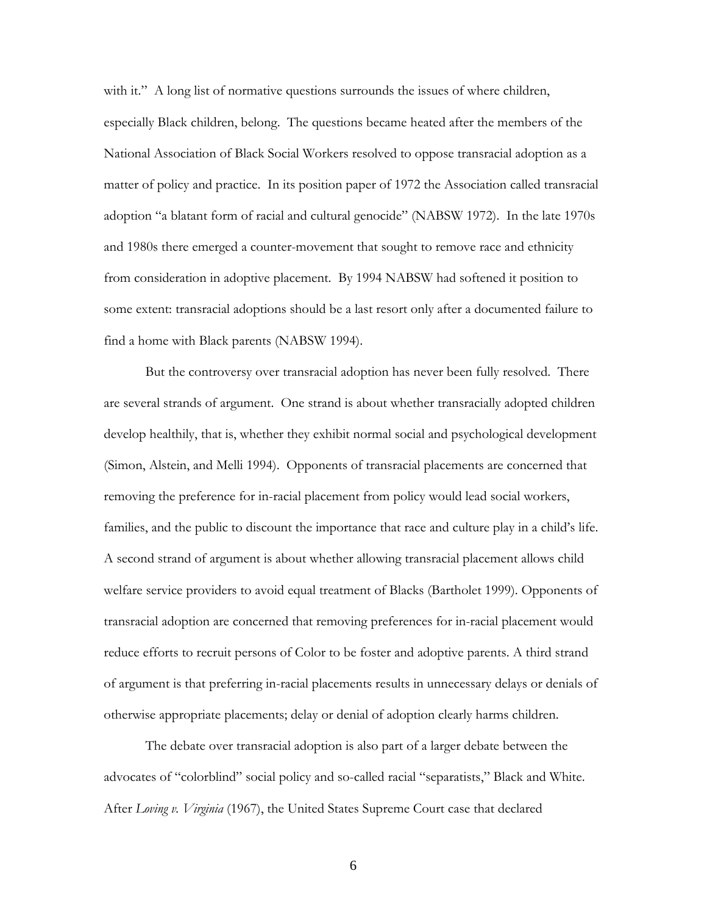with it." A long list of normative questions surrounds the issues of where children, especially Black children, belong. The questions became heated after the members of the National Association of Black Social Workers resolved to oppose transracial adoption as a matter of policy and practice. In its position paper of 1972 the Association called transracial adoption "a blatant form of racial and cultural genocide" (NABSW 1972). In the late 1970s and 1980s there emerged a counter-movement that sought to remove race and ethnicity from consideration in adoptive placement. By 1994 NABSW had softened it position to some extent: transracial adoptions should be a last resort only after a documented failure to find a home with Black parents (NABSW 1994).

But the controversy over transracial adoption has never been fully resolved. There are several strands of argument. One strand is about whether transracially adopted children develop healthily, that is, whether they exhibit normal social and psychological development (Simon, Alstein, and Melli 1994). Opponents of transracial placements are concerned that removing the preference for in-racial placement from policy would lead social workers, families, and the public to discount the importance that race and culture play in a child's life. A second strand of argument is about whether allowing transracial placement allows child welfare service providers to avoid equal treatment of Blacks (Bartholet 1999). Opponents of transracial adoption are concerned that removing preferences for in-racial placement would reduce efforts to recruit persons of Color to be foster and adoptive parents. A third strand of argument is that preferring in-racial placements results in unnecessary delays or denials of otherwise appropriate placements; delay or denial of adoption clearly harms children.

The debate over transracial adoption is also part of a larger debate between the advocates of "colorblind" social policy and so-called racial "separatists," Black and White. After *Loving v. Virginia* (1967), the United States Supreme Court case that declared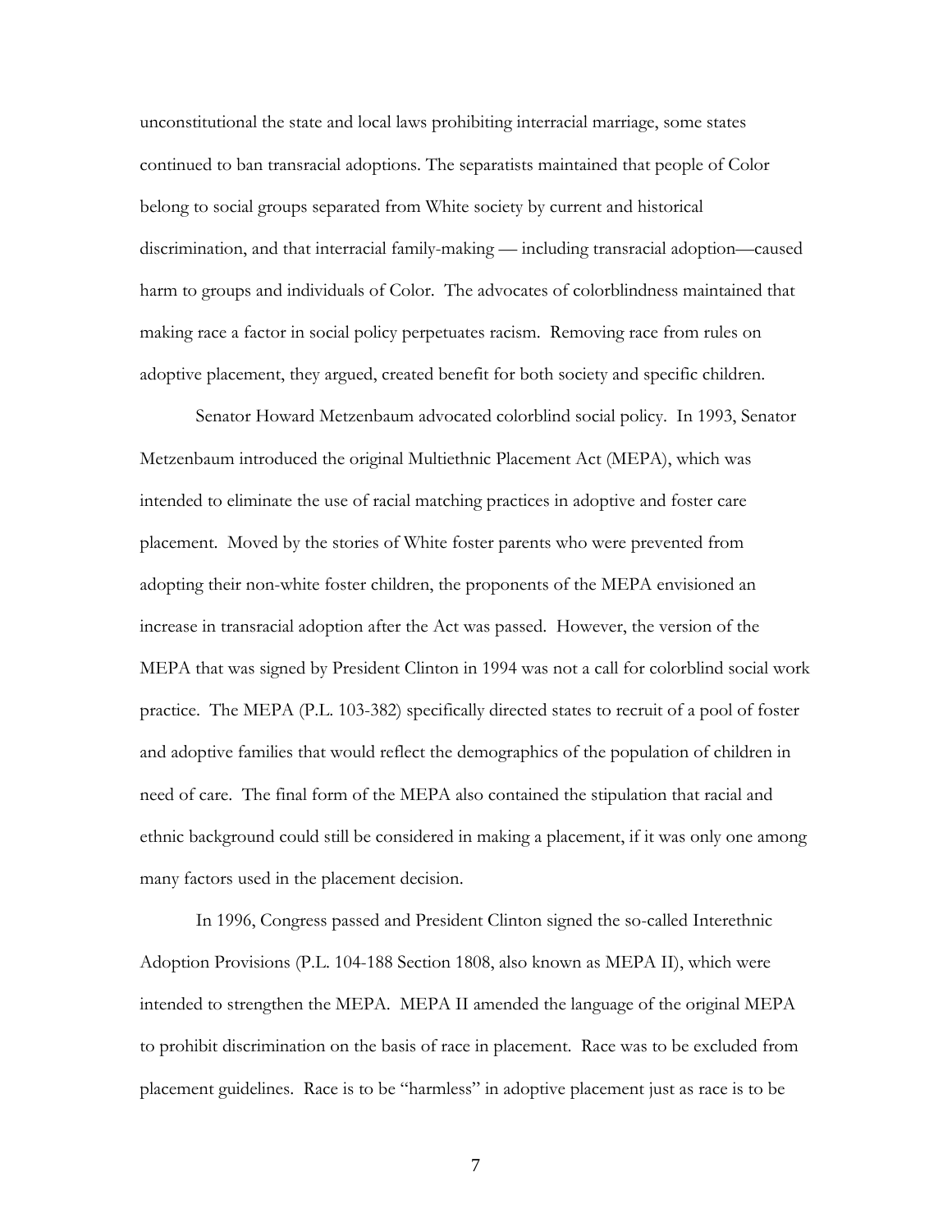unconstitutional the state and local laws prohibiting interracial marriage, some states continued to ban transracial adoptions. The separatists maintained that people of Color belong to social groups separated from White society by current and historical discrimination, and that interracial family-making — including transracial adoption—caused harm to groups and individuals of Color. The advocates of colorblindness maintained that making race a factor in social policy perpetuates racism. Removing race from rules on adoptive placement, they argued, created benefit for both society and specific children.

Senator Howard Metzenbaum advocated colorblind social policy. In 1993, Senator Metzenbaum introduced the original Multiethnic Placement Act (MEPA), which was intended to eliminate the use of racial matching practices in adoptive and foster care placement. Moved by the stories of White foster parents who were prevented from adopting their non-white foster children, the proponents of the MEPA envisioned an increase in transracial adoption after the Act was passed. However, the version of the MEPA that was signed by President Clinton in 1994 was not a call for colorblind social work practice. The MEPA (P.L. 103-382) specifically directed states to recruit of a pool of foster and adoptive families that would reflect the demographics of the population of children in need of care. The final form of the MEPA also contained the stipulation that racial and ethnic background could still be considered in making a placement, if it was only one among many factors used in the placement decision.

In 1996, Congress passed and President Clinton signed the so-called Interethnic Adoption Provisions (P.L. 104-188 Section 1808, also known as MEPA II), which were intended to strengthen the MEPA. MEPA II amended the language of the original MEPA to prohibit discrimination on the basis of race in placement. Race was to be excluded from placement guidelines. Race is to be "harmless" in adoptive placement just as race is to be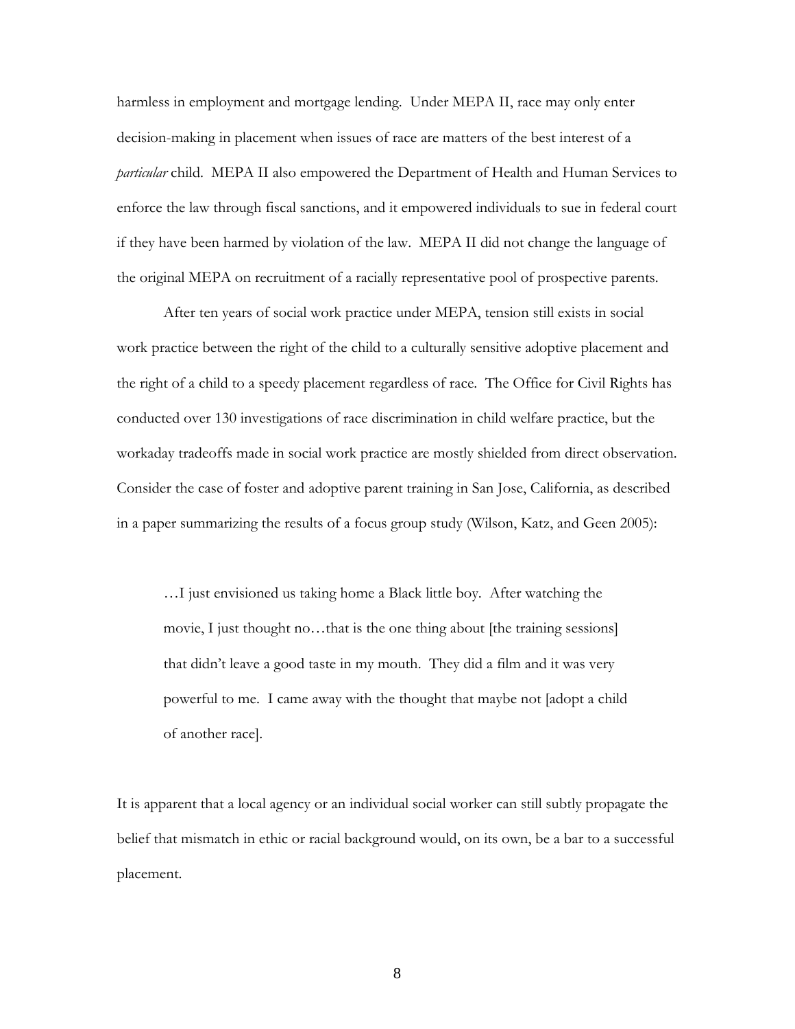harmless in employment and mortgage lending. Under MEPA II, race may only enter decision-making in placement when issues of race are matters of the best interest of a *particular* child. MEPA II also empowered the Department of Health and Human Services to enforce the law through fiscal sanctions, and it empowered individuals to sue in federal court if they have been harmed by violation of the law. MEPA II did not change the language of the original MEPA on recruitment of a racially representative pool of prospective parents.

After ten years of social work practice under MEPA, tension still exists in social work practice between the right of the child to a culturally sensitive adoptive placement and the right of a child to a speedy placement regardless of race. The Office for Civil Rights has conducted over 130 investigations of race discrimination in child welfare practice, but the workaday tradeoffs made in social work practice are mostly shielded from direct observation. Consider the case of foster and adoptive parent training in San Jose, California, as described in a paper summarizing the results of a focus group study (Wilson, Katz, and Geen 2005):

> …I just envisioned us taking home a Black little boy. After watching the movie, I just thought no…that is the one thing about [the training sessions] that didn't leave a good taste in my mouth. They did a film and it was very powerful to me. I came away with the thought that maybe not [adopt a child of another race].

It is apparent that a local agency or an individual social worker can still subtly propagate the belief that mismatch in ethic or racial background would, on its own, be a bar to a successful placement.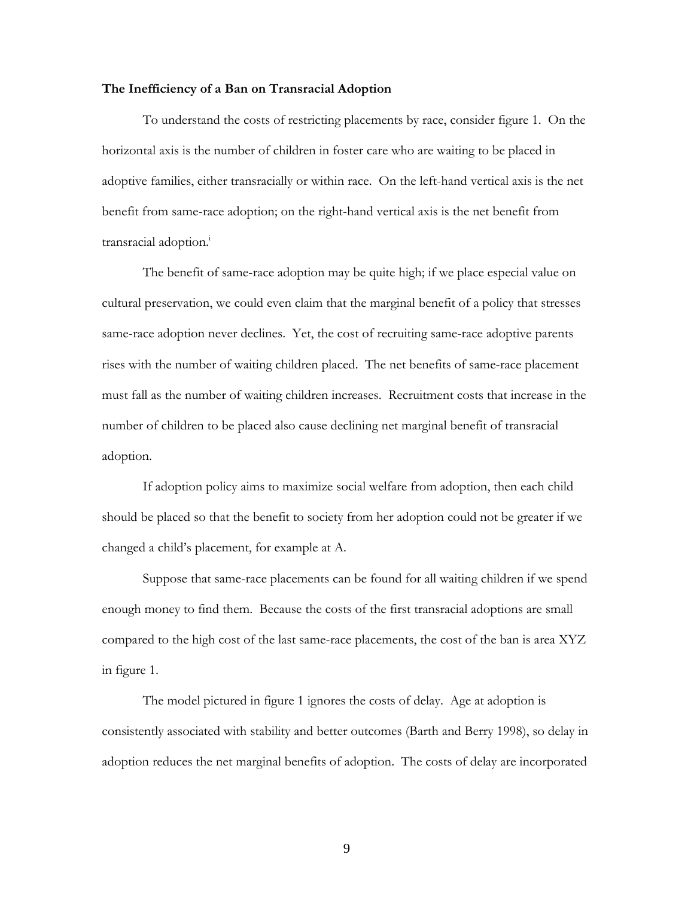**The Inefficiency of a Ban on Transracial Adoption**

To understand the costs of restricting placements by race, consider figure 1. On the horizontal axis is the number of children in foster care who are waiting to be placed in adoptive families, either transracially or within race. On the left-hand vertical axis is the net benefit from same-race adoption; on the right-hand vertical axis is the net benefit from transracial adoption.[i]

The benefit of same-race adoption may be quite high; if we place especial value on cultural preservation, we could even claim that the marginal benefit of a policy that stresses same-race adoption never declines. Yet, the cost of recruiting same-race adoptive parents rises with the number of waiting children placed. The net benefits of same-race placement must fall as the number of waiting children increases. Recruitment costs that increase in the number of children to be placed also cause declining net marginal benefit of transracial adoption.

If adoption policy aims to maximize social welfare from adoption, then each child should be placed so that the benefit to society from her adoption could not be greater if we changed a child's placement, for example at A.

Suppose that same-race placements can be found for all waiting children if we spend enough money to find them. Because the costs of the first transracial adoptions are small compared to the high cost of the last same-race placements, the cost of the ban is area XYZ in figure 1.

The model pictured in figure 1 ignores the costs of delay. Age at adoption is consistently associated with stability and better outcomes (Barth and Berry 1998), so delay in adoption reduces the net marginal benefits of adoption. The costs of delay are incorporated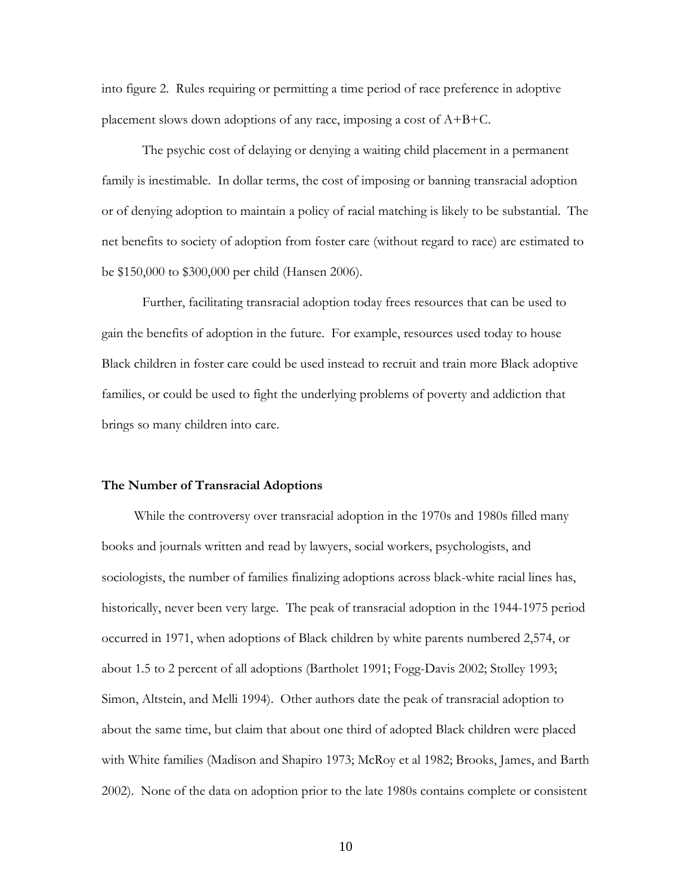into figure 2. Rules requiring or permitting a time period of race preference in adoptive placement slows down adoptions of any race, imposing a cost of A+B+C.

The psychic cost of delaying or denying a waiting child placement in a permanent family is inestimable. In dollar terms, the cost of imposing or banning transracial adoption or of denying adoption to maintain a policy of racial matching is likely to be substantial. The net benefits to society of adoption from foster care (without regard to race) are estimated to be $150,000 to $300,000 per child (Hansen 2006).

Further, facilitating transracial adoption today frees resources that can be used to gain the benefits of adoption in the future. For example, resources used today to house Black children in foster care could be used instead to recruit and train more Black adoptive families, or could be used to fight the underlying problems of poverty and addiction that brings so many children into care.

### The Number of Transracial Adoptions

While the controversy over transracial adoption in the 1970s and 1980s filled many books and journals written and read by lawyers, social workers, psychologists, and sociologists, the number of families finalizing adoptions across black-white racial lines has, historically, never been very large. The peak of transracial adoption in the 1944-1975 period occurred in 1971, when adoptions of Black children by white parents numbered 2,574, or about 1.5 to 2 percent of all adoptions (Bartholet 1991; Fogg-Davis 2002; Stolley 1993; Simon, Altstein, and Melli 1994). Other authors date the peak of transracial adoption to about the same time, but claim that about one third of adopted Black children were placed with White families (Madison and Shapiro 1973; McRoy et al 1982; Brooks, James, and Barth 2002). None of the data on adoption prior to the late 1980s contains complete or consistent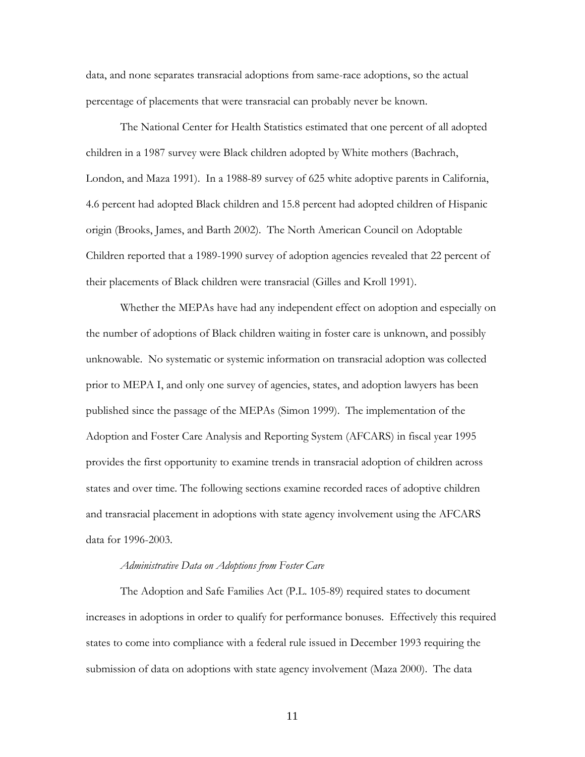data, and none separates transracial adoptions from same-race adoptions, so the actual percentage of placements that were transracial can probably never be known.

The National Center for Health Statistics estimated that one percent of all adopted children in a 1987 survey were Black children adopted by White mothers (Bachrach, London, and Maza 1991). In a 1988-89 survey of 625 white adoptive parents in California, 4.6 percent had adopted Black children and 15.8 percent had adopted children of Hispanic origin (Brooks, James, and Barth 2002). The North American Council on Adoptable Children reported that a 1989-1990 survey of adoption agencies revealed that 22 percent of their placements of Black children were transracial (Gilles and Kroll 1991).

Whether the MEPAs have had any independent effect on adoption and especially on the number of adoptions of Black children waiting in foster care is unknown, and possibly unknowable. No systematic or systemic information on transracial adoption was collected prior to MEPA I, and only one survey of agencies, states, and adoption lawyers has been published since the passage of the MEPAs (Simon 1999). The implementation of the Adoption and Foster Care Analysis and Reporting System (AFCARS) in fiscal year 1995 provides the first opportunity to examine trends in transracial adoption of children across states and over time. The following sections examine recorded races of adoptive children and transracial placement in adoptions with state agency involvement using the AFCARS data for 1996-2003.

*Administrative Data on Adoptions from Foster Care*

The Adoption and Safe Families Act (P.L. 105-89) required states to document increases in adoptions in order to qualify for performance bonuses. Effectively this required states to come into compliance with a federal rule issued in December 1993 requiring the submission of data on adoptions with state agency involvement (Maza 2000). The data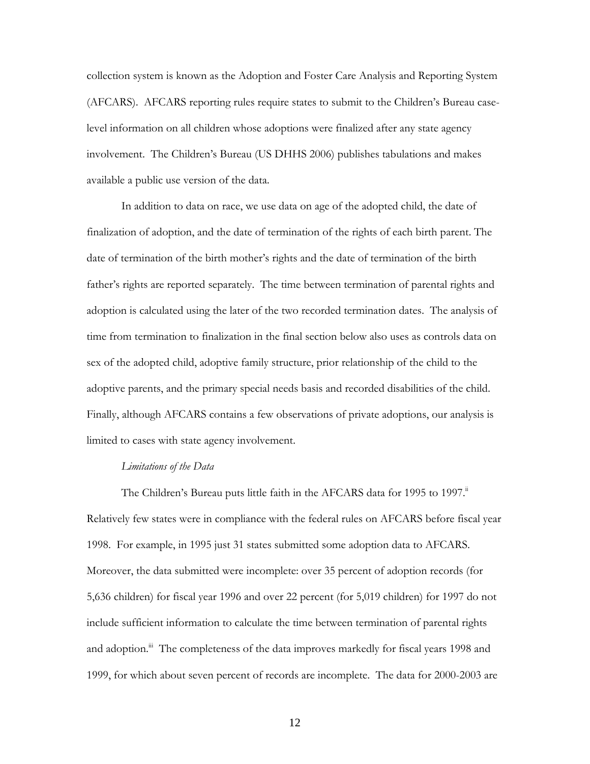collection system is known as the Adoption and Foster Care Analysis and Reporting System (AFCARS). AFCARS reporting rules require states to submit to the Children's Bureau case-level information on all children whose adoptions were finalized after any state agency involvement. The Children's Bureau (US DHHS 2006) publishes tabulations and makes available a public use version of the data.

In addition to data on race, we use data on age of the adopted child, the date of finalization of adoption, and the date of termination of the rights of each birth parent. The date of termination of the birth mother's rights and the date of termination of the birth father's rights are reported separately. The time between termination of parental rights and adoption is calculated using the later of the two recorded termination dates. The analysis of time from termination to finalization in the final section below also uses as controls data on sex of the adopted child, adoptive family structure, prior relationship of the child to the adoptive parents, and the primary special needs basis and recorded disabilities of the child. Finally, although AFCARS contains a few observations of private adoptions, our analysis is limited to cases with state agency involvement.

*Limitations of the Data*

The Children's Bureau puts little faith in the AFCARS data for 1995 to 1997.[ii] Relatively few states were in compliance with the federal rules on AFCARS before fiscal year 1998. For example, in 1995 just 31 states submitted some adoption data to AFCARS. Moreover, the data submitted were incomplete: over 35 percent of adoption records (for 5,636 children) for fiscal year 1996 and over 22 percent (for 5,019 children) for 1997 do not include sufficient information to calculate the time between termination of parental rights and adoption.[iii] The completeness of the data improves markedly for fiscal years 1998 and 1999, for which about seven percent of records are incomplete. The data for 2000-2003 are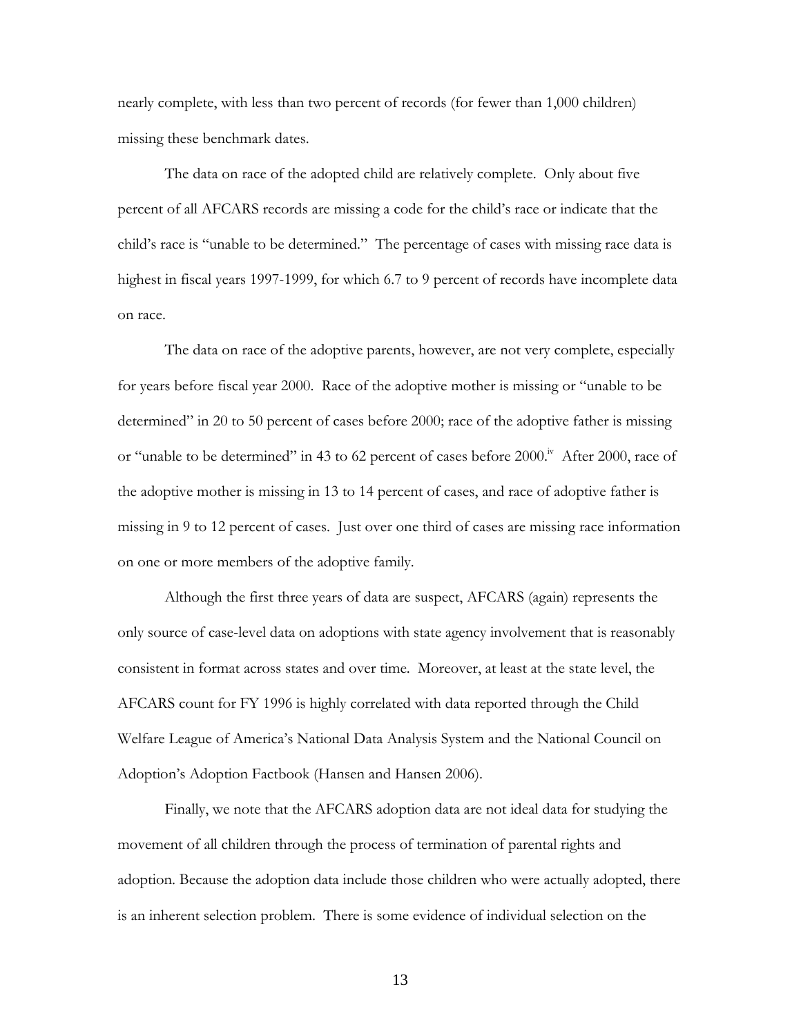nearly complete, with less than two percent of records (for fewer than 1,000 children) missing these benchmark dates.

The data on race of the adopted child are relatively complete. Only about five percent of all AFCARS records are missing a code for the child's race or indicate that the child's race is "unable to be determined." The percentage of cases with missing race data is highest in fiscal years 1997-1999, for which 6.7 to 9 percent of records have incomplete data on race.

The data on race of the adoptive parents, however, are not very complete, especially for years before fiscal year 2000. Race of the adoptive mother is missing or "unable to be determined" in 20 to 50 percent of cases before 2000; race of the adoptive father is missing or "unable to be determined" in 43 to 62 percent of cases before 2000.[iv] After 2000, race of the adoptive mother is missing in 13 to 14 percent of cases, and race of adoptive father is missing in 9 to 12 percent of cases. Just over one third of cases are missing race information on one or more members of the adoptive family.

Although the first three years of data are suspect, AFCARS (again) represents the only source of case-level data on adoptions with state agency involvement that is reasonably consistent in format across states and over time. Moreover, at least at the state level, the AFCARS count for FY 1996 is highly correlated with data reported through the Child Welfare League of America's National Data Analysis System and the National Council on Adoption's Adoption Factbook (Hansen and Hansen 2006).

Finally, we note that the AFCARS adoption data are not ideal data for studying the movement of all children through the process of termination of parental rights and adoption. Because the adoption data include those children who were actually adopted, there is an inherent selection problem. There is some evidence of individual selection on the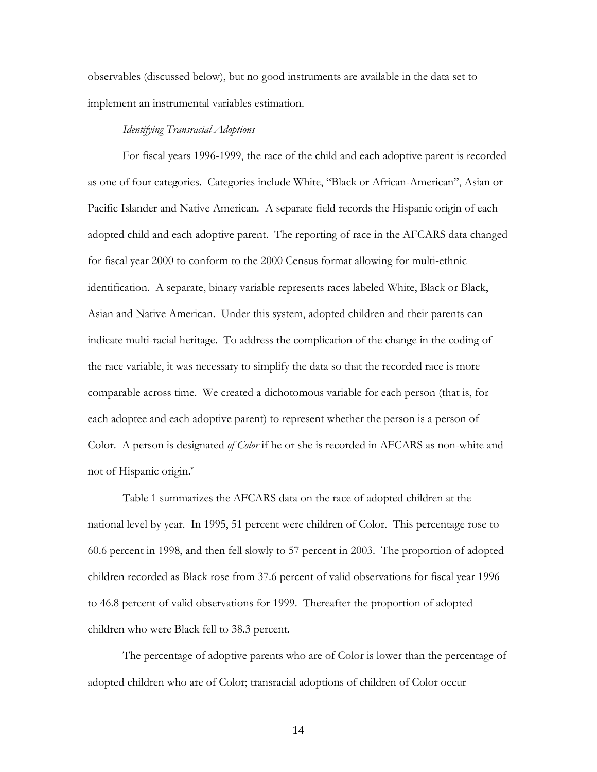observables (discussed below), but no good instruments are available in the data set to implement an instrumental variables estimation.

*Identifying Transracial Adoptions*

For fiscal years 1996-1999, the race of the child and each adoptive parent is recorded as one of four categories. Categories include White, "Black or African-American", Asian or Pacific Islander and Native American. A separate field records the Hispanic origin of each adopted child and each adoptive parent. The reporting of race in the AFCARS data changed for fiscal year 2000 to conform to the 2000 Census format allowing for multi-ethnic identification. A separate, binary variable represents races labeled White, Black or Black, Asian and Native American. Under this system, adopted children and their parents can indicate multi-racial heritage. To address the complication of the change in the coding of the race variable, it was necessary to simplify the data so that the recorded race is more comparable across time. We created a dichotomous variable for each person (that is, for each adoptee and each adoptive parent) to represent whether the person is a person of Color. A person is designated *of Color* if he or she is recorded in AFCARS as non-white and not of Hispanic origin.[v]

Table 1 summarizes the AFCARS data on the race of adopted children at the national level by year. In 1995, 51 percent were children of Color. This percentage rose to 60.6 percent in 1998, and then fell slowly to 57 percent in 2003. The proportion of adopted children recorded as Black rose from 37.6 percent of valid observations for fiscal year 1996 to 46.8 percent of valid observations for 1999. Thereafter the proportion of adopted children who were Black fell to 38.3 percent.

The percentage of adoptive parents who are of Color is lower than the percentage of adopted children who are of Color; transracial adoptions of children of Color occur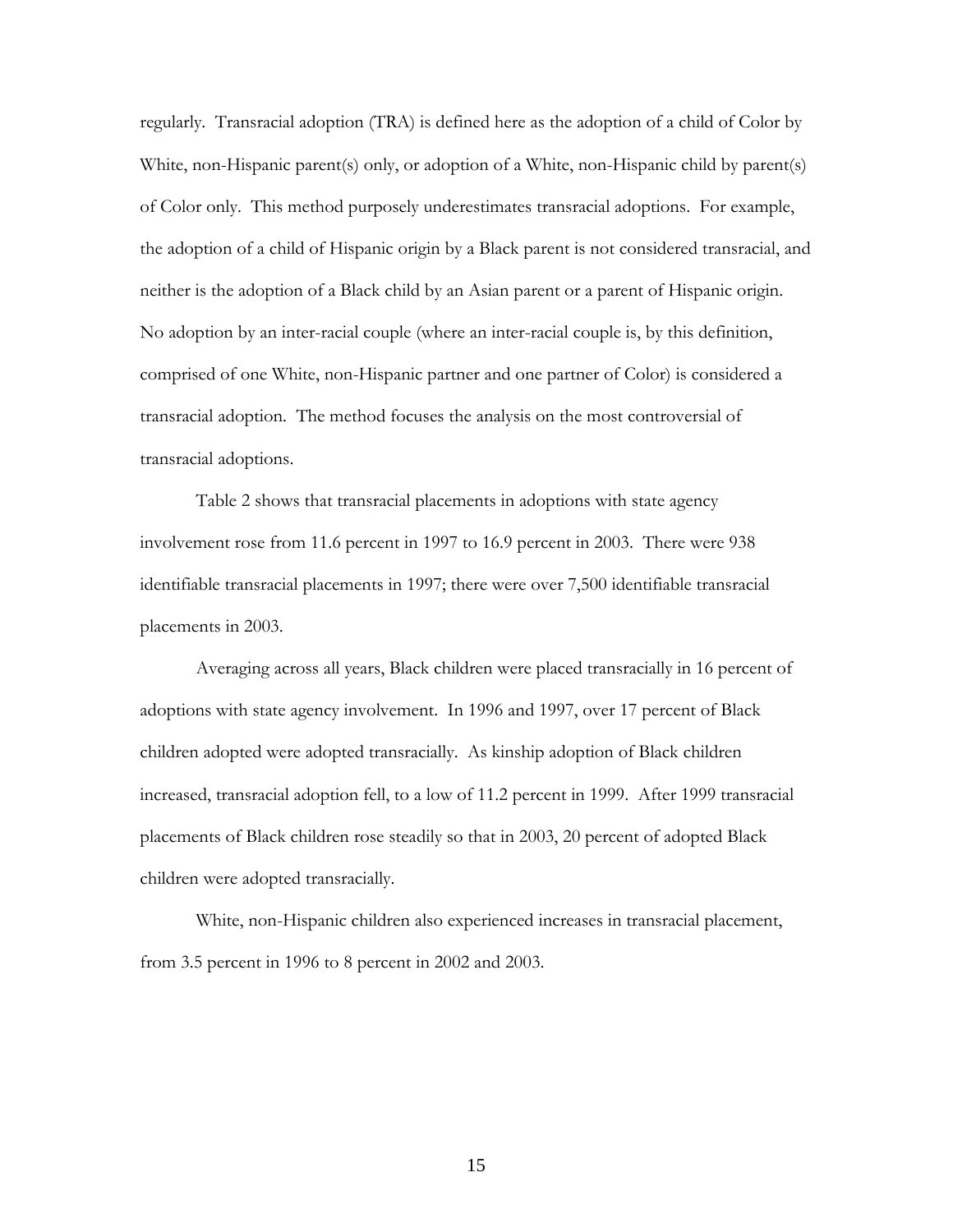regularly. Transracial adoption (TRA) is defined here as the adoption of a child of Color by White, non-Hispanic parent(s) only, or adoption of a White, non-Hispanic child by parent(s) of Color only. This method purposely underestimates transracial adoptions. For example, the adoption of a child of Hispanic origin by a Black parent is not considered transracial, and neither is the adoption of a Black child by an Asian parent or a parent of Hispanic origin. No adoption by an inter-racial couple (where an inter-racial couple is, by this definition, comprised of one White, non-Hispanic partner and one partner of Color) is considered a transracial adoption. The method focuses the analysis on the most controversial of transracial adoptions.

Table 2 shows that transracial placements in adoptions with state agency involvement rose from 11.6 percent in 1997 to 16.9 percent in 2003. There were 938 identifiable transracial placements in 1997; there were over 7,500 identifiable transracial placements in 2003.

Averaging across all years, Black children were placed transracially in 16 percent of adoptions with state agency involvement. In 1996 and 1997, over 17 percent of Black children adopted were adopted transracially. As kinship adoption of Black children increased, transracial adoption fell, to a low of 11.2 percent in 1999. After 1999 transracial placements of Black children rose steadily so that in 2003, 20 percent of adopted Black children were adopted transracially.

White, non-Hispanic children also experienced increases in transracial placement, from 3.5 percent in 1996 to 8 percent in 2002 and 2003.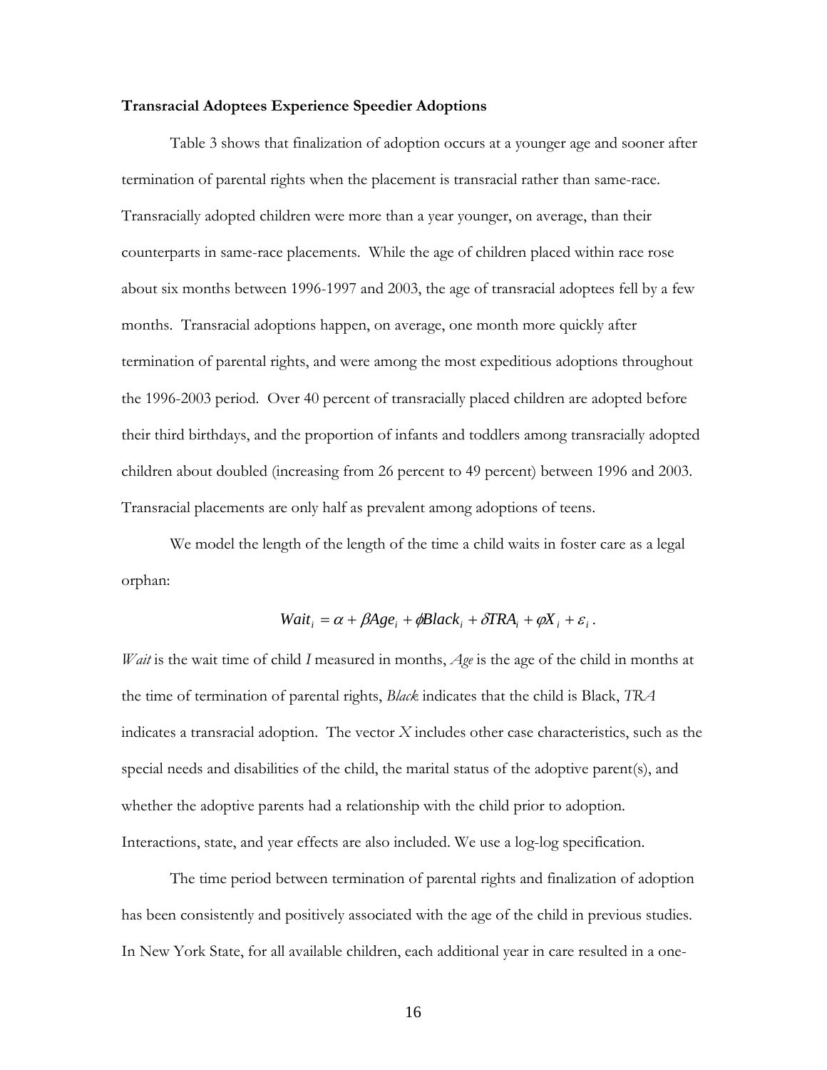**Transracial Adoptees Experience Speedier Adoptions**

Table 3 shows that finalization of adoption occurs at a younger age and sooner after termination of parental rights when the placement is transracial rather than same-race. Transracially adopted children were more than a year younger, on average, than their counterparts in same-race placements. While the age of children placed within race rose about six months between 1996-1997 and 2003, the age of transracial adoptees fell by a few months. Transracial adoptions happen, on average, one month more quickly after termination of parental rights, and were among the most expeditious adoptions throughout the 1996-2003 period. Over 40 percent of transracially placed children are adopted before their third birthdays, and the proportion of infants and toddlers among transracially adopted children about doubled (increasing from 26 percent to 49 percent) between 1996 and 2003. Transracial placements are only half as prevalent among adoptions of teens.

We model the length of the length of the time a child waits in foster care as a legal orphan:

$$Wait_i = \alpha + \beta Age_i + \phi Black_i + \delta TRA_i + \varphi X_i + \varepsilon_i \,.$$

*Wait* is the wait time of child *I* measured in months, *Age* is the age of the child in months at the time of termination of parental rights, *Black* indicates that the child is Black, *TRA* indicates a transracial adoption. The vector *X* includes other case characteristics, such as the special needs and disabilities of the child, the marital status of the adoptive parent(s), and whether the adoptive parents had a relationship with the child prior to adoption. Interactions, state, and year effects are also included. We use a log-log specification.

The time period between termination of parental rights and finalization of adoption has been consistently and positively associated with the age of the child in previous studies. In New York State, for all available children, each additional year in care resulted in a one-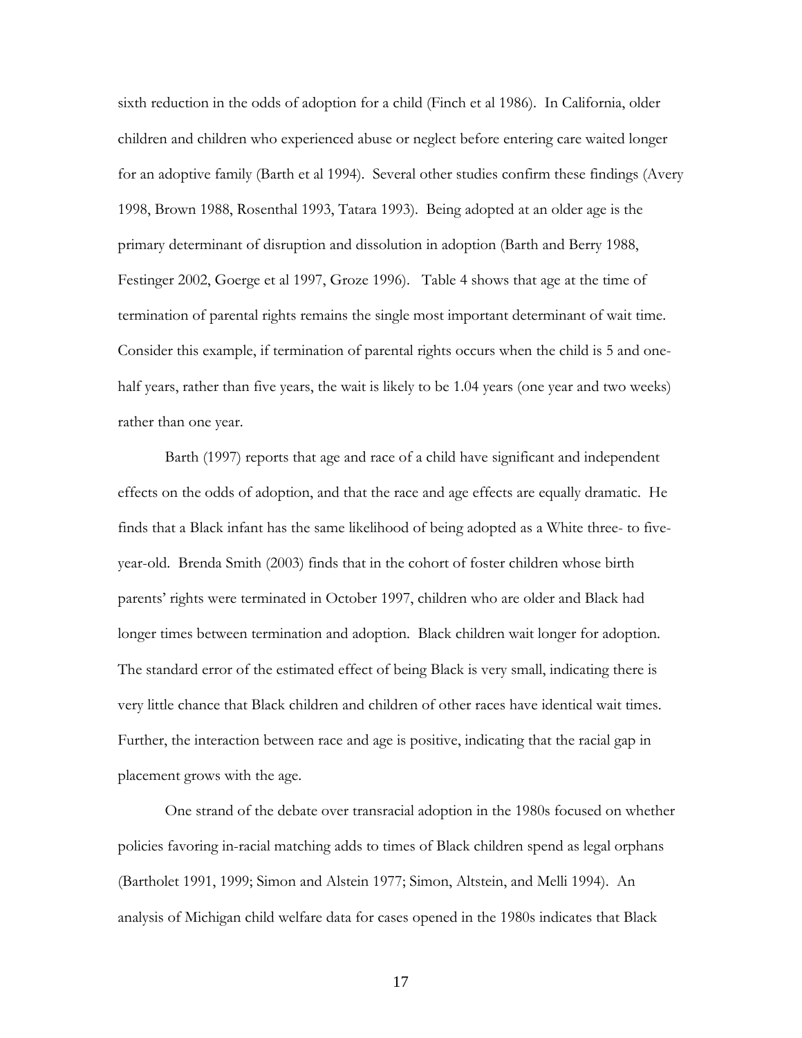sixth reduction in the odds of adoption for a child (Finch et al 1986). In California, older children and children who experienced abuse or neglect before entering care waited longer for an adoptive family (Barth et al 1994). Several other studies confirm these findings (Avery 1998, Brown 1988, Rosenthal 1993, Tatara 1993). Being adopted at an older age is the primary determinant of disruption and dissolution in adoption (Barth and Berry 1988, Festinger 2002, Goerge et al 1997, Groze 1996). Table 4 shows that age at the time of termination of parental rights remains the single most important determinant of wait time. Consider this example, if termination of parental rights occurs when the child is 5 and one-half years, rather than five years, the wait is likely to be 1.04 years (one year and two weeks) rather than one year.

Barth (1997) reports that age and race of a child have significant and independent effects on the odds of adoption, and that the race and age effects are equally dramatic. He finds that a Black infant has the same likelihood of being adopted as a White three- to five-year-old. Brenda Smith (2003) finds that in the cohort of foster children whose birth parents' rights were terminated in October 1997, children who are older and Black had longer times between termination and adoption. Black children wait longer for adoption. The standard error of the estimated effect of being Black is very small, indicating there is very little chance that Black children and children of other races have identical wait times. Further, the interaction between race and age is positive, indicating that the racial gap in placement grows with the age.

One strand of the debate over transracial adoption in the 1980s focused on whether policies favoring in-racial matching adds to times of Black children spend as legal orphans (Bartholet 1991, 1999; Simon and Alstein 1977; Simon, Altstein, and Melli 1994). An analysis of Michigan child welfare data for cases opened in the 1980s indicates that Black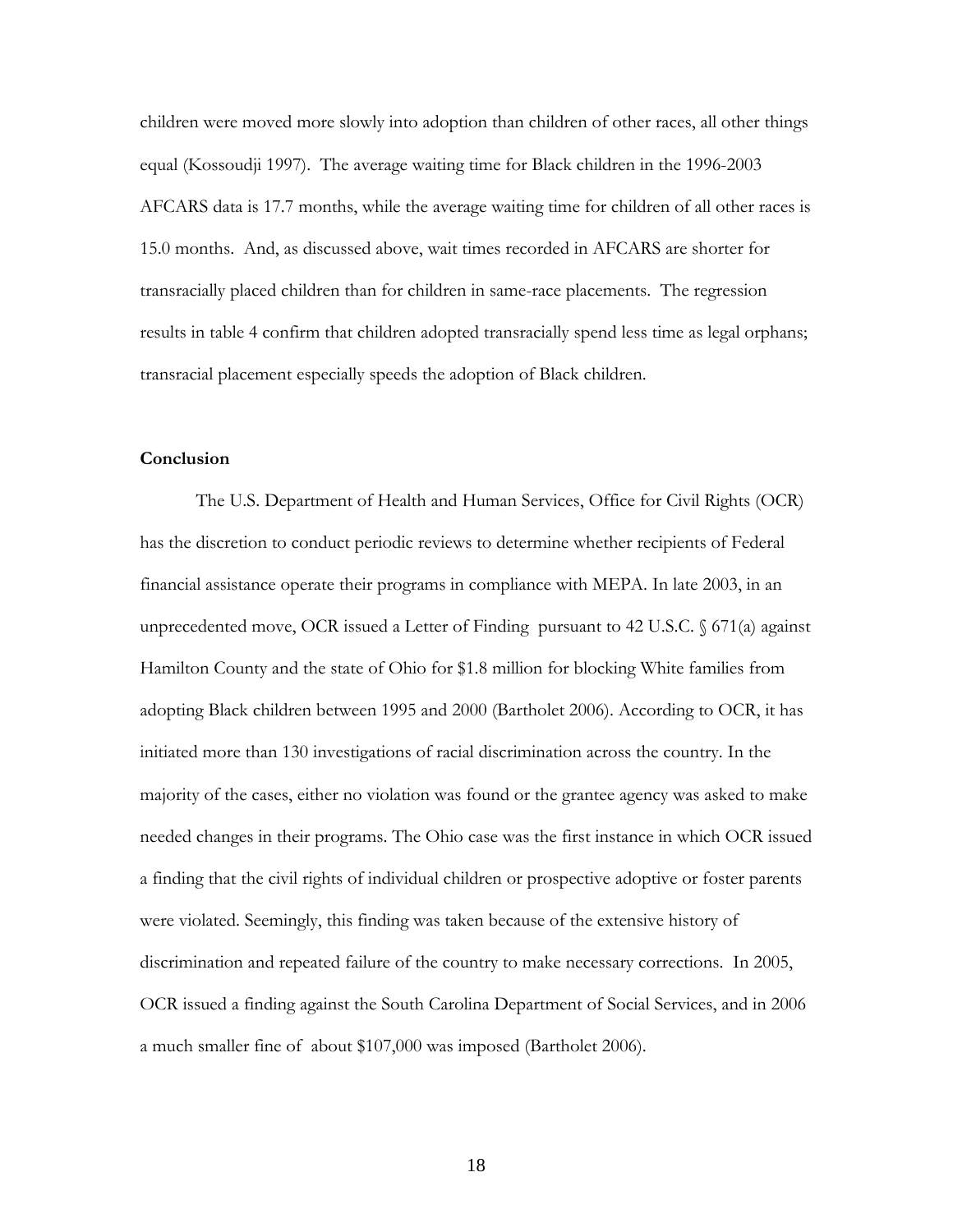children were moved more slowly into adoption than children of other races, all other things equal (Kossoudji 1997). The average waiting time for Black children in the 1996-2003 AFCARS data is 17.7 months, while the average waiting time for children of all other races is 15.0 months. And, as discussed above, wait times recorded in AFCARS are shorter for transracially placed children than for children in same-race placements. The regression results in table 4 confirm that children adopted transracially spend less time as legal orphans; transracial placement especially speeds the adoption of Black children.

**Conclusion**

The U.S. Department of Health and Human Services, Office for Civil Rights (OCR) has the discretion to conduct periodic reviews to determine whether recipients of Federal financial assistance operate their programs in compliance with MEPA. In late 2003, in an unprecedented move, OCR issued a Letter of Finding pursuant to 42 U.S.C. § 671(a) against Hamilton County and the state of Ohio for $1.8 million for blocking White families from adopting Black children between 1995 and 2000 (Bartholet 2006). According to OCR, it has initiated more than 130 investigations of racial discrimination across the country. In the majority of the cases, either no violation was found or the grantee agency was asked to make needed changes in their programs. The Ohio case was the first instance in which OCR issued a finding that the civil rights of individual children or prospective adoptive or foster parents were violated. Seemingly, this finding was taken because of the extensive history of discrimination and repeated failure of the country to make necessary corrections. In 2005, OCR issued a finding against the South Carolina Department of Social Services, and in 2006 a much smaller fine of about $107,000 was imposed (Bartholet 2006).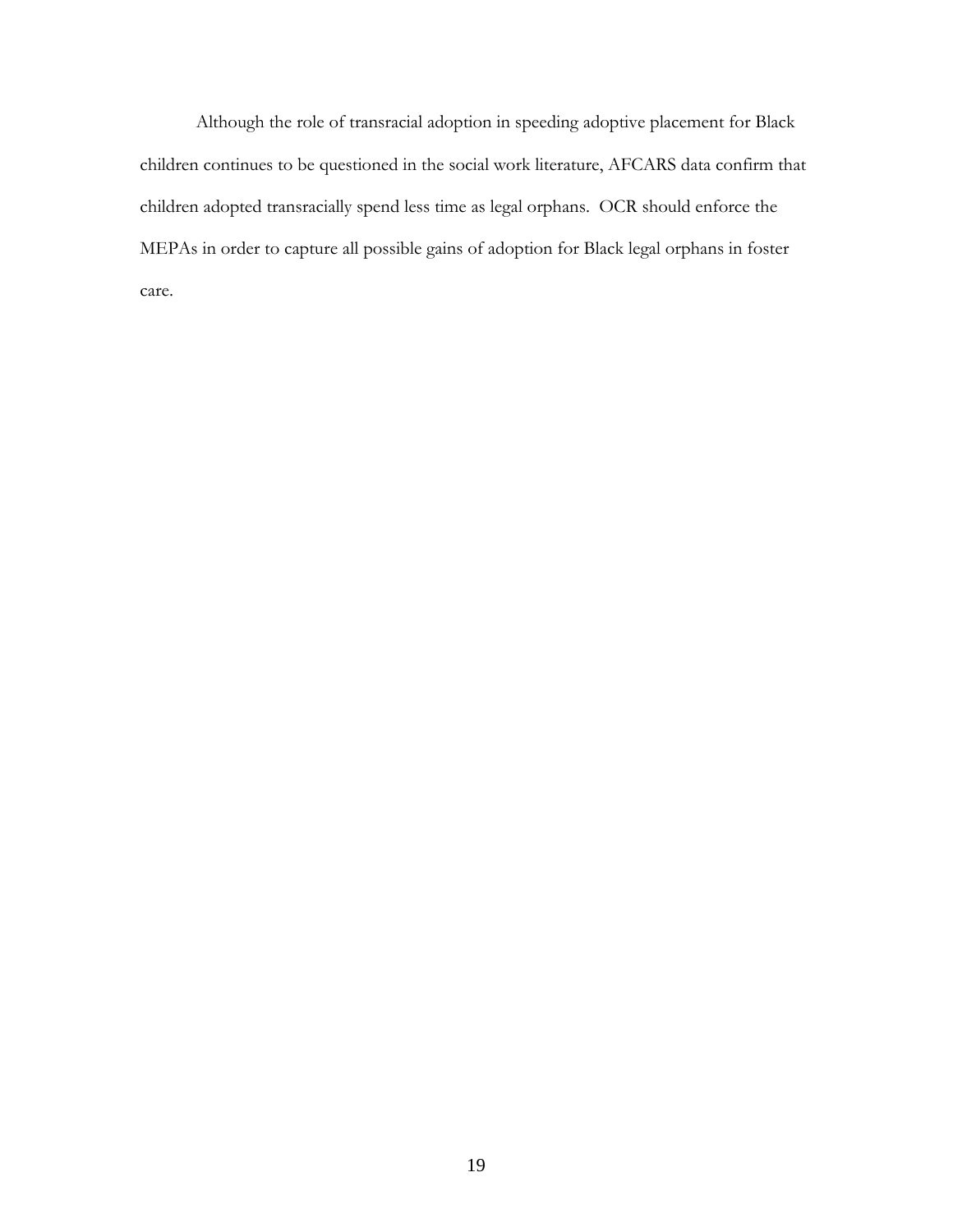Although the role of transracial adoption in speeding adoptive placement for Black children continues to be questioned in the social work literature, AFCARS data confirm that children adopted transracially spend less time as legal orphans. OCR should enforce the MEPAs in order to capture all possible gains of adoption for Black legal orphans in foster care.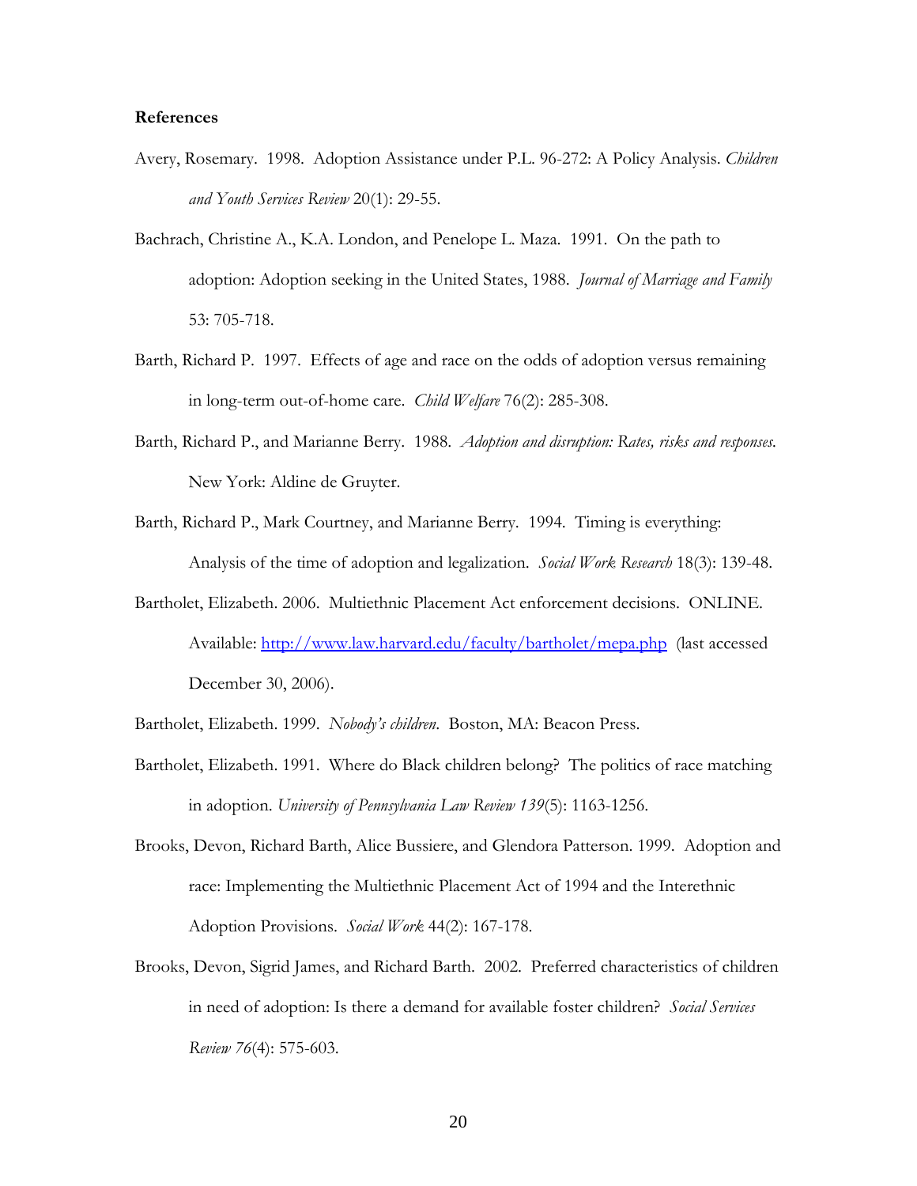**References**

Avery, Rosemary. 1998. Adoption Assistance under P.L. 96-272: A Policy Analysis. *Children and Youth Services Review* 20(1): 29-55.

Bachrach, Christine A., K.A. London, and Penelope L. Maza. 1991. On the path to adoption: Adoption seeking in the United States, 1988. *Journal of Marriage and Family* 53: 705-718.

Barth, Richard P. 1997. Effects of age and race on the odds of adoption versus remaining in long-term out-of-home care. *Child Welfare* 76(2): 285-308.

Barth, Richard P., and Marianne Berry. 1988. *Adoption and disruption: Rates, risks and responses.* New York: Aldine de Gruyter.

Barth, Richard P., Mark Courtney, and Marianne Berry. 1994. Timing is everything: Analysis of the time of adoption and legalization. *Social Work Research* 18(3): 139-48.

Bartholet, Elizabeth. 2006. Multiethnic Placement Act enforcement decisions. ONLINE. Available: http://www.law.harvard.edu/faculty/bartholet/mepa.php (last accessed December 30, 2006).

Bartholet, Elizabeth. 1999. *Nobody's children*. Boston, MA: Beacon Press.

Bartholet, Elizabeth. 1991. Where do Black children belong? The politics of race matching in adoption. *University of Pennsylvania Law Review 139*(5): 1163-1256.

Brooks, Devon, Richard Barth, Alice Bussiere, and Glendora Patterson. 1999. Adoption and race: Implementing the Multiethnic Placement Act of 1994 and the Interethnic Adoption Provisions. *Social Work* 44(2): 167-178.

Brooks, Devon, Sigrid James, and Richard Barth. 2002. Preferred characteristics of children in need of adoption: Is there a demand for available foster children? *Social Services Review 76*(4): 575-603.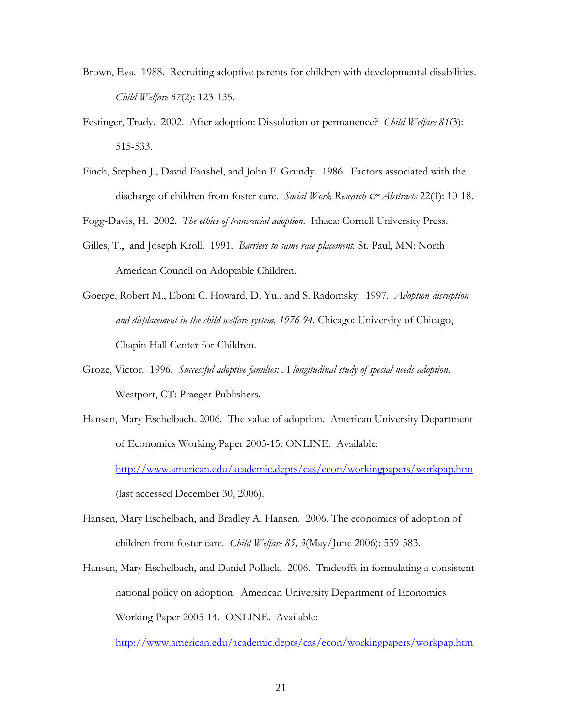Brown, Eva. 1988. Recruiting adoptive parents for children with developmental disabilities. *Child Welfare 67*(2): 123-135.

Festinger, Trudy. 2002. After adoption: Dissolution or permanence? *Child Welfare 81*(3): 515-533.

Finch, Stephen J., David Fanshel, and John F. Grundy. 1986. Factors associated with the discharge of children from foster care. *Social Work Research & Abstracts* 22(1): 10-18.

Fogg-Davis, H. 2002. *The ethics of transracial adoption.* Ithaca: Cornell University Press.

Gilles, T., and Joseph Kroll. 1991. *Barriers to same race placement.* St. Paul, MN: North American Council on Adoptable Children.

Goerge, Robert M., Eboni C. Howard, D. Yu., and S. Radomsky. 1997. *Adoption disruption and displacement in the child welfare system, 1976-94.* Chicago: University of Chicago, Chapin Hall Center for Children.

Groze, Victor. 1996. *Successful adoptive families: A longitudinal study of special needs adoption.* Westport, CT: Praeger Publishers.

Hansen, Mary Eschelbach. 2006. The value of adoption. American University Department of Economics Working Paper 2005-15. ONLINE. Available: http://www.american.edu/academic.depts/cas/econ/workingpapers/workpap.htm (last accessed December 30, 2006).

Hansen, Mary Eschelbach, and Bradley A. Hansen. 2006. The economics of adoption of children from foster care. *Child Welfare 85, 3*(May/June 2006): 559-583.

Hansen, Mary Eschelbach, and Daniel Pollack. 2006. Tradeoffs in formulating a consistent national policy on adoption. American University Department of Economics Working Paper 2005-14. ONLINE. Available: http://www.american.edu/academic.depts/cas/econ/workingpapers/workpap.htm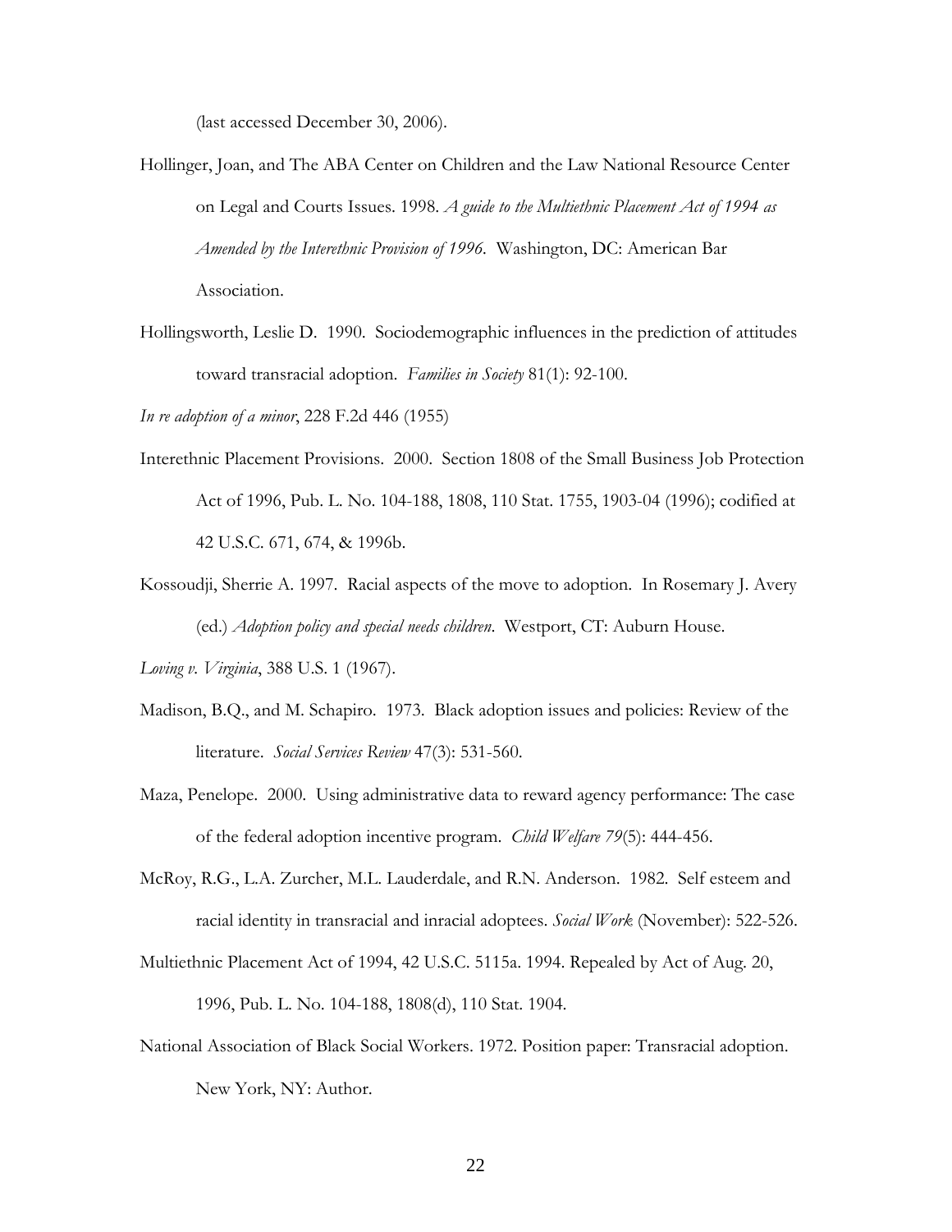(last accessed December 30, 2006).

Hollinger, Joan, and The ABA Center on Children and the Law National Resource Center on Legal and Courts Issues. 1998. *A guide to the Multiethnic Placement Act of 1994 as Amended by the Interethnic Provision of 1996*. Washington, DC: American Bar Association.

Hollingsworth, Leslie D. 1990. Sociodemographic influences in the prediction of attitudes toward transracial adoption. *Families in Society* 81(1): 92-100.

*In re adoption of a minor*, 228 F.2d 446 (1955)

Interethnic Placement Provisions. 2000. Section 1808 of the Small Business Job Protection Act of 1996, Pub. L. No. 104-188, 1808, 110 Stat. 1755, 1903-04 (1996); codified at 42 U.S.C. 671, 674, & 1996b.

Kossoudji, Sherrie A. 1997. Racial aspects of the move to adoption. In Rosemary J. Avery (ed.) *Adoption policy and special needs children*. Westport, CT: Auburn House.

*Loving v. Virginia*, 388 U.S. 1 (1967).

Madison, B.Q., and M. Schapiro. 1973. Black adoption issues and policies: Review of the literature. *Social Services Review* 47(3): 531-560.

Maza, Penelope. 2000. Using administrative data to reward agency performance: The case of the federal adoption incentive program. *Child Welfare 79*(5): 444-456.

McRoy, R.G., L.A. Zurcher, M.L. Lauderdale, and R.N. Anderson. 1982. Self esteem and racial identity in transracial and inracial adoptees. *Social Work* (November): 522-526.

Multiethnic Placement Act of 1994, 42 U.S.C. 5115a. 1994. Repealed by Act of Aug. 20, 1996, Pub. L. No. 104-188, 1808(d), 110 Stat. 1904.

National Association of Black Social Workers. 1972. Position paper: Transracial adoption. New York, NY: Author.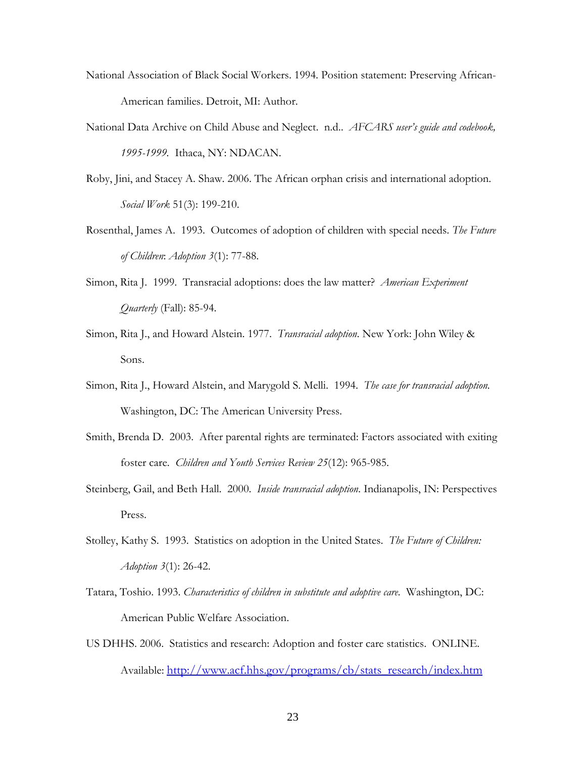National Association of Black Social Workers. 1994. Position statement: Preserving African-American families. Detroit, MI: Author.

National Data Archive on Child Abuse and Neglect. n.d.. *AFCARS user's guide and codebook, 1995-1999*. Ithaca, NY: NDACAN.

Roby, Jini, and Stacey A. Shaw. 2006. The African orphan crisis and international adoption. *Social Work* 51(3): 199-210.

Rosenthal, James A. 1993. Outcomes of adoption of children with special needs. *The Future of Children*: *Adoption 3*(1): 77-88.

Simon, Rita J. 1999. Transracial adoptions: does the law matter? *American Experiment Quarterly* (Fall): 85-94.

Simon, Rita J., and Howard Alstein. 1977. *Transracial adoption*. New York: John Wiley & Sons.

Simon, Rita J., Howard Alstein, and Marygold S. Melli. 1994. *The case for transracial adoption.* Washington, DC: The American University Press.

Smith, Brenda D. 2003. After parental rights are terminated: Factors associated with exiting foster care. *Children and Youth Services Review 25*(12): 965-985.

Steinberg, Gail, and Beth Hall. 2000. *Inside transracial adoption*. Indianapolis, IN: Perspectives Press.

Stolley, Kathy S. 1993. Statistics on adoption in the United States. *The Future of Children: Adoption 3*(1): 26-42.

Tatara, Toshio. 1993. *Characteristics of children in substitute and adoptive care.* Washington, DC: American Public Welfare Association.

US DHHS. 2006. Statistics and research: Adoption and foster care statistics. ONLINE. Available: http://www.acf.hhs.gov/programs/cb/stats_research/index.htm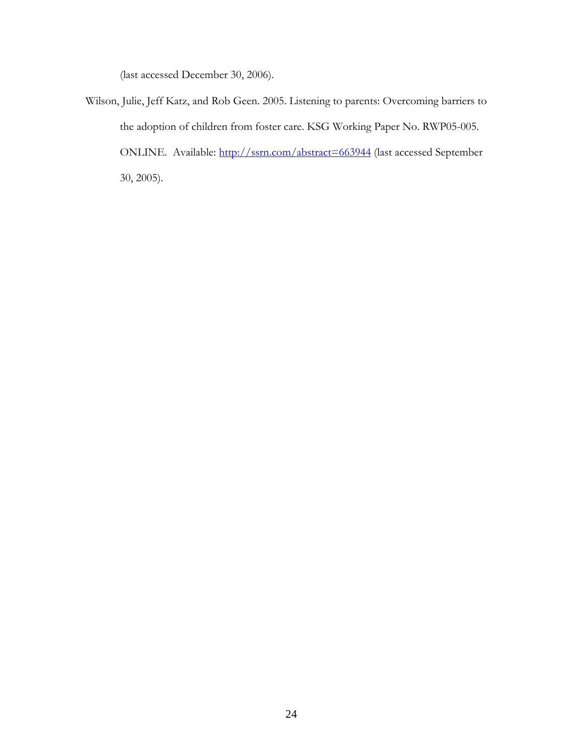(last accessed December 30, 2006).

Wilson, Julie, Jeff Katz, and Rob Geen. 2005. Listening to parents: Overcoming barriers to the adoption of children from foster care. KSG Working Paper No. RWP05-005. ONLINE. Available: http://ssrn.com/abstract=663944 (last accessed September 30, 2005).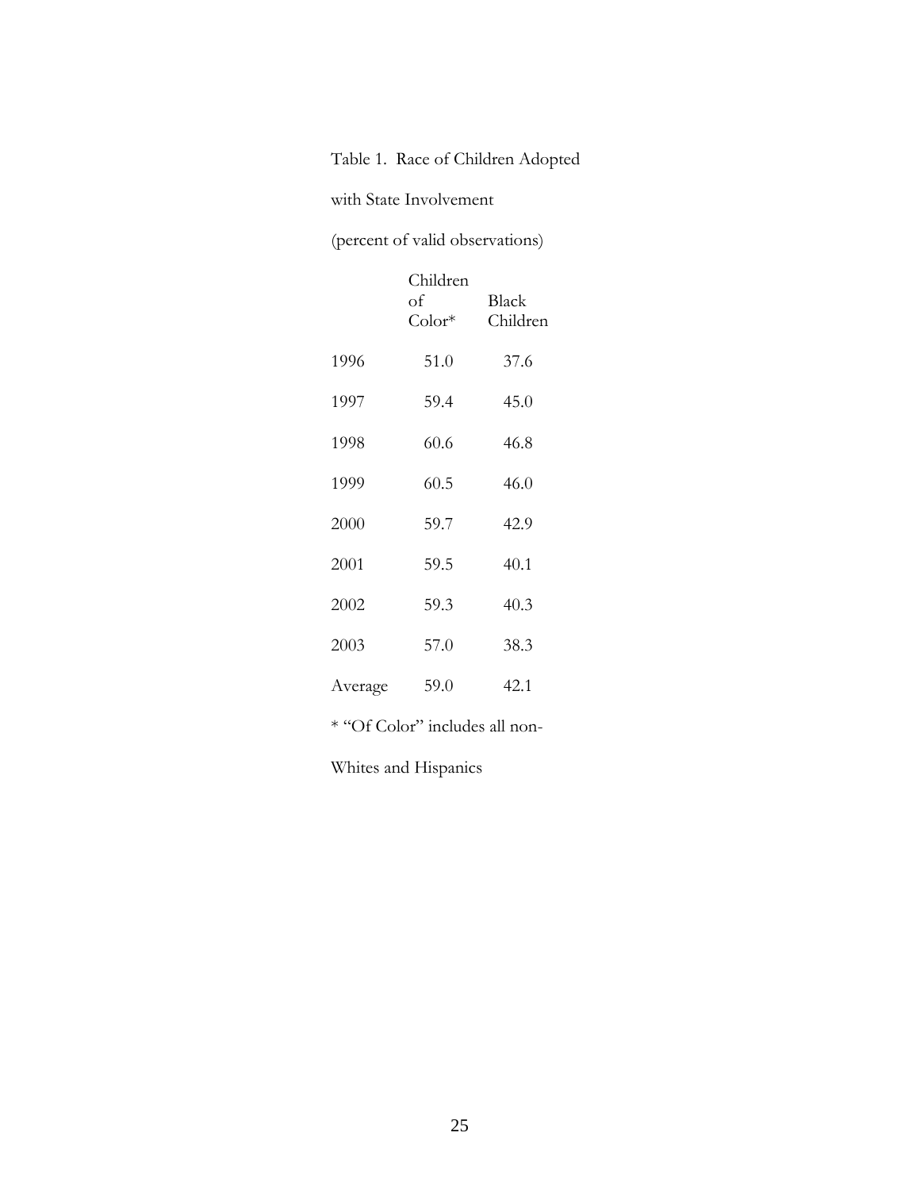Table 1. Race of Children Adopted with State Involvement (percent of valid observations)

| | Children of Color* | Black Children |
|---|---|---|
| 1996 | 51.0 | 37.6 |
| 1997 | 59.4 | 45.0 |
| 1998 | 60.6 | 46.8 |
| 1999 | 60.5 | 46.0 |
| 2000 | 59.7 | 42.9 |
| 2001 | 59.5 | 40.1 |
| 2002 | 59.3 | 40.3 |
| 2003 | 57.0 | 38.3 |
| Average | 59.0 | 42.1 |

* "Of Color" includes all non-Whites and Hispanics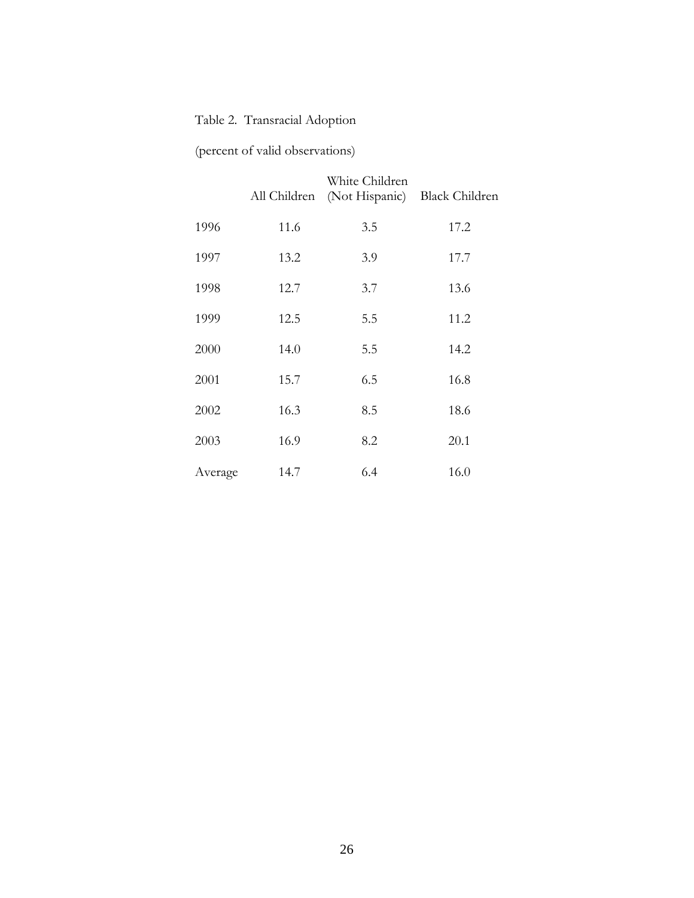Table 2. Transracial Adoption

(percent of valid observations)

| | All Children | White Children (Not Hispanic) | Black Children |
|---|---|---|---|
| 1996 | 11.6 | 3.5 | 17.2 |
| 1997 | 13.2 | 3.9 | 17.7 |
| 1998 | 12.7 | 3.7 | 13.6 |
| 1999 | 12.5 | 5.5 | 11.2 |
| 2000 | 14.0 | 5.5 | 14.2 |
| 2001 | 15.7 | 6.5 | 16.8 |
| 2002 | 16.3 | 8.5 | 18.6 |
| 2003 | 16.9 | 8.2 | 20.1 |
| Average | 14.7 | 6.4 | 16.0 |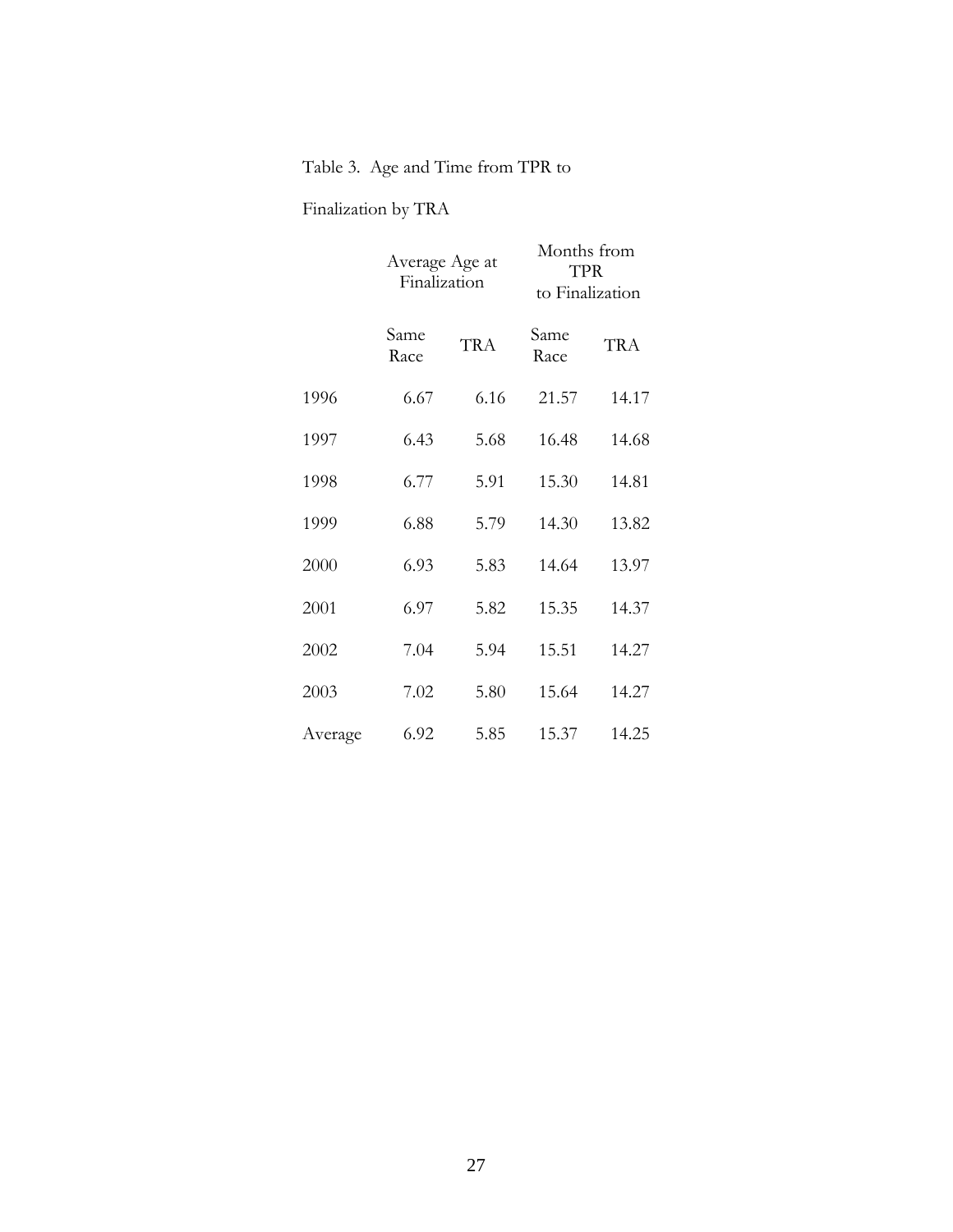Table 3. Age and Time from TPR to Finalization by TRA

| | Average Age at Finalization | | Months from TPR to Finalization | |
|---|---|---|---|---|
| | Same Race | TRA | Same Race | TRA |
| 1996 | 6.67 | 6.16 | 21.57 | 14.17 |
| 1997 | 6.43 | 5.68 | 16.48 | 14.68 |
| 1998 | 6.77 | 5.91 | 15.30 | 14.81 |
| 1999 | 6.88 | 5.79 | 14.30 | 13.82 |
| 2000 | 6.93 | 5.83 | 14.64 | 13.97 |
| 2001 | 6.97 | 5.82 | 15.35 | 14.37 |
| 2002 | 7.04 | 5.94 | 15.51 | 14.27 |
| 2003 | 7.02 | 5.80 | 15.64 | 14.27 |
| Average | 6.92 | 5.85 | 15.37 | 14.25 |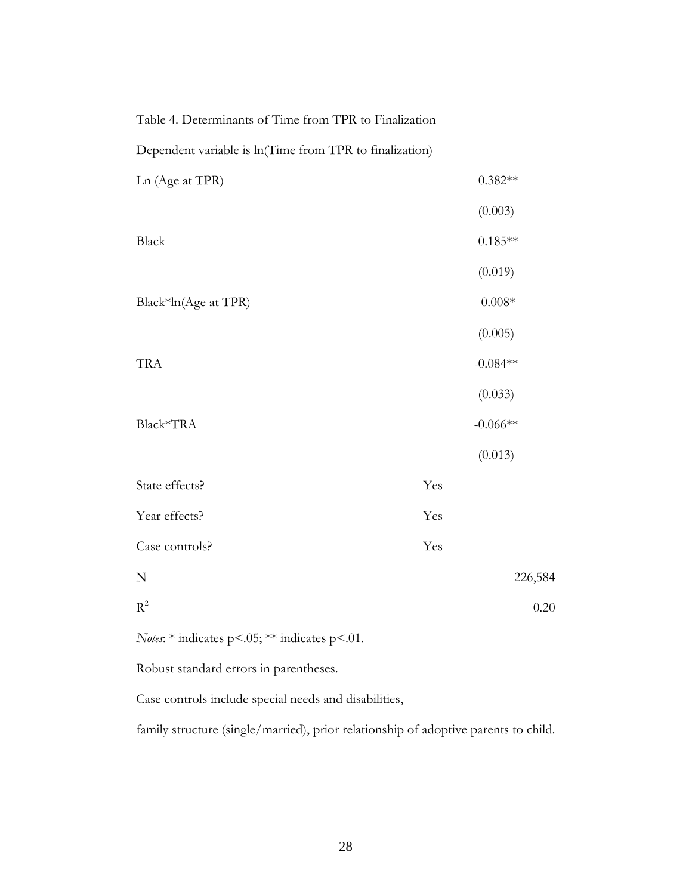Table 4. Determinants of Time from TPR to Finalization

Dependent variable is ln(Time from TPR to finalization)

| | | |
|---|---|---|
| Ln (Age at TPR) | | 0.382** |
| | | (0.003) |
| Black | | 0.185** |
| | | (0.019) |
| Black*ln(Age at TPR) | | 0.008* |
| | | (0.005) |
| TRA | | -0.084** |
| | | (0.033) |
| Black*TRA | | -0.066** |
| | | (0.013) |
| State effects? | Yes | |
| Year effects? | Yes | |
| Case controls? | Yes | |
| N | | 226,584 |
| $R^2$ | | 0.20 |

*Notes*: * indicates p<.05; ** indicates p<.01.

Robust standard errors in parentheses.

Case controls include special needs and disabilities,

family structure (single/married), prior relationship of adoptive parents to child.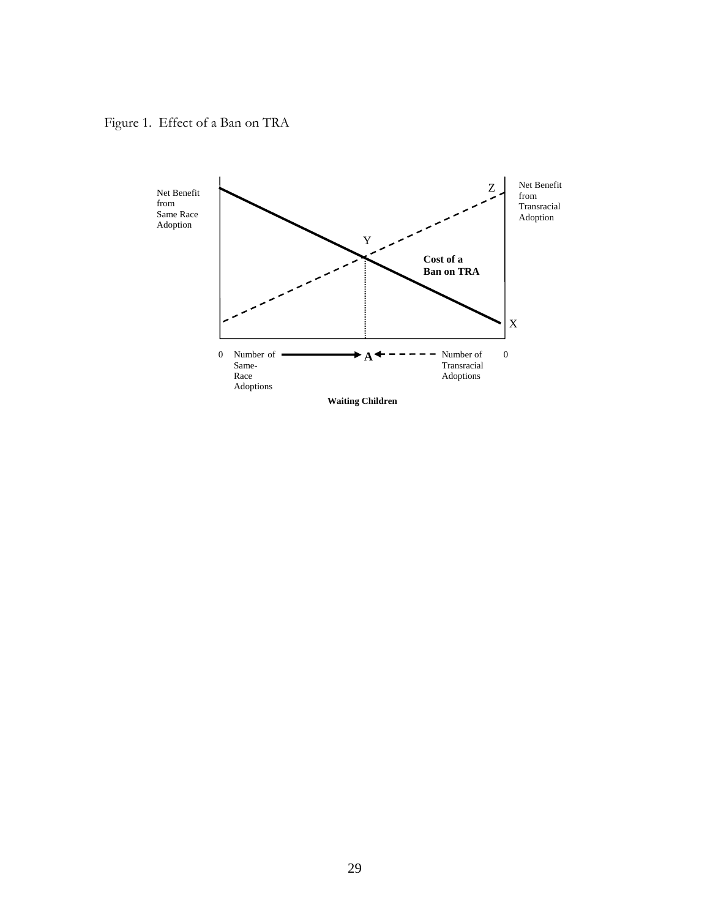Figure 1. Effect of a Ban on TRA

Net Benefit from Same Race Adoption

Net Benefit from Transracial Adoption

Z

Y

X

Cost of a Ban on TRA

0 Number of Same-Race Adoptions → **A** ← Number of Transracial Adoptions 0

**Waiting Children**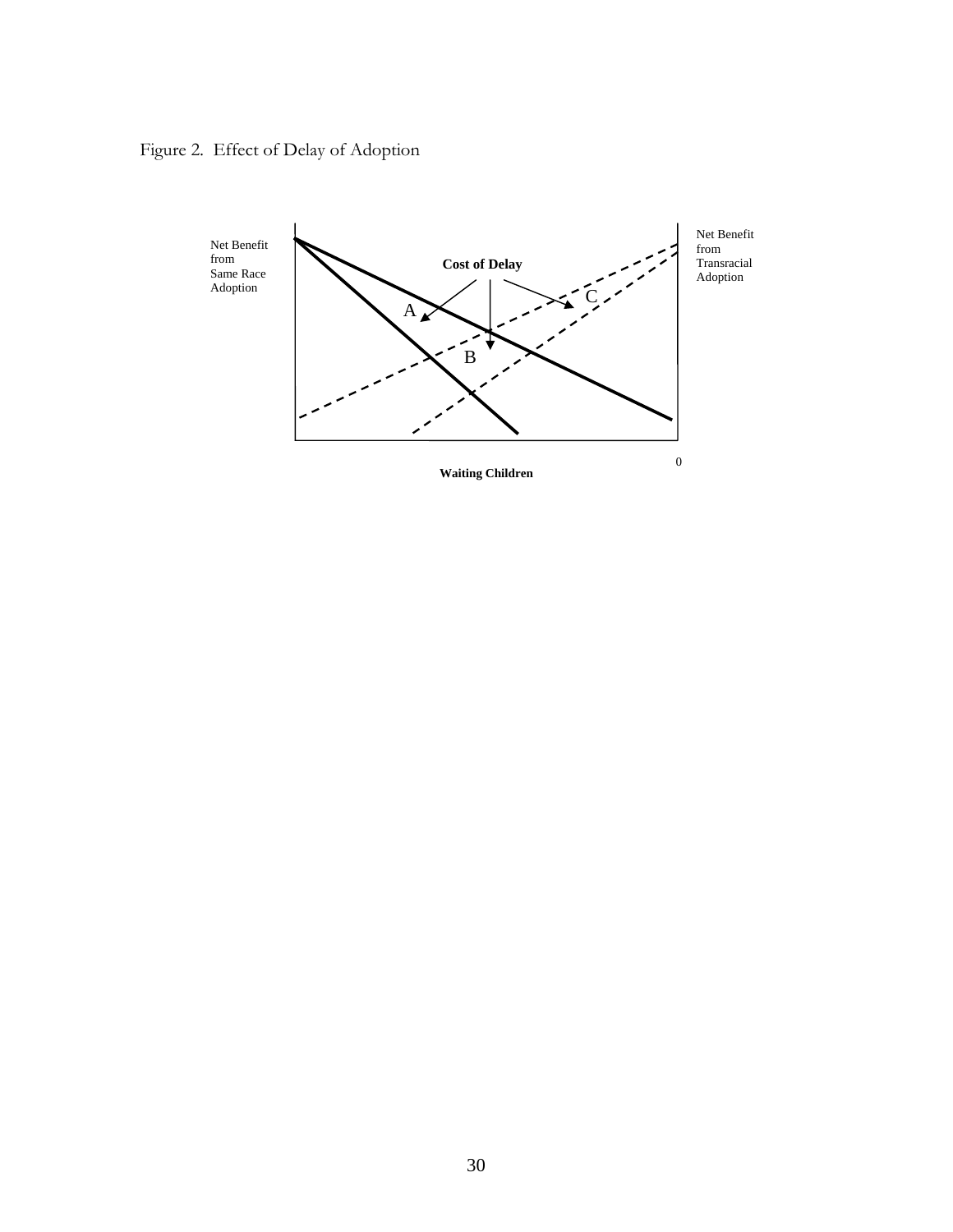Figure 2. Effect of Delay of Adoption

Net Benefit from Same Race Adoption

Net Benefit from Transracial Adoption

Cost of Delay

A

B

C

0

Waiting Children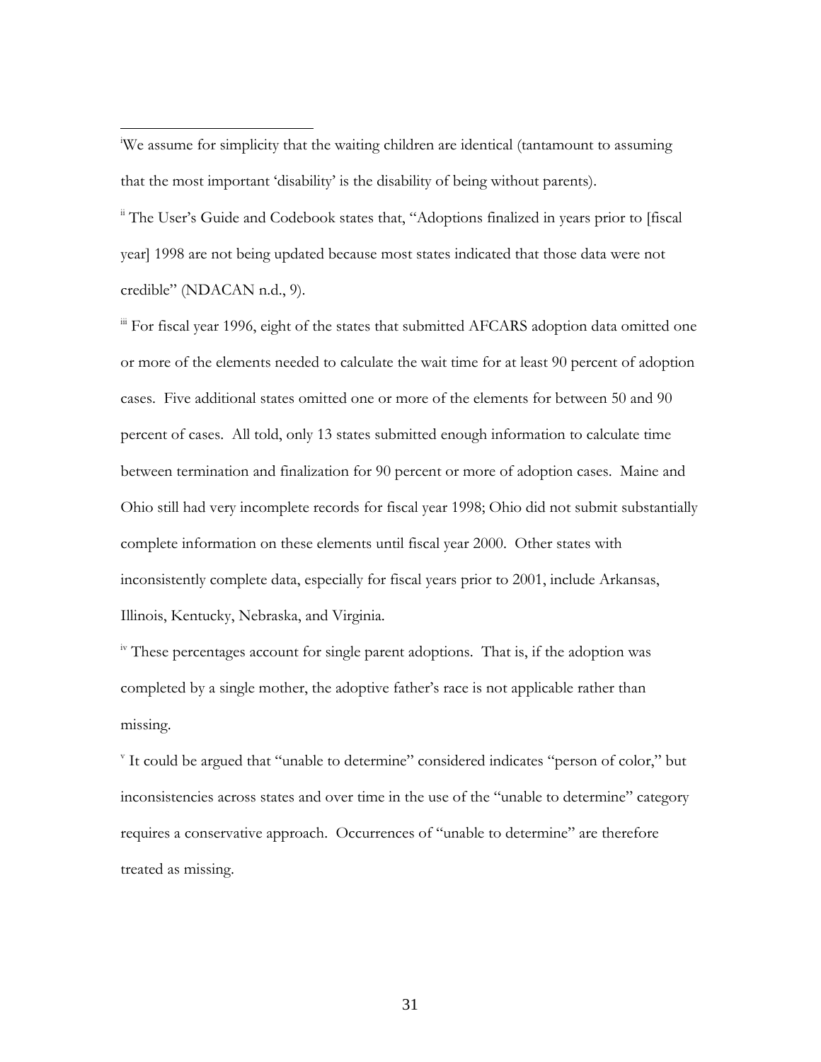[i] We assume for simplicity that the waiting children are identical (tantamount to assuming that the most important 'disability' is the disability of being without parents).

[ii] The User's Guide and Codebook states that, "Adoptions finalized in years prior to [fiscal year] 1998 are not being updated because most states indicated that those data were not credible" (NDACAN n.d., 9).

[iii] For fiscal year 1996, eight of the states that submitted AFCARS adoption data omitted one or more of the elements needed to calculate the wait time for at least 90 percent of adoption cases. Five additional states omitted one or more of the elements for between 50 and 90 percent of cases. All told, only 13 states submitted enough information to calculate time between termination and finalization for 90 percent or more of adoption cases. Maine and Ohio still had very incomplete records for fiscal year 1998; Ohio did not submit substantially complete information on these elements until fiscal year 2000. Other states with inconsistently complete data, especially for fiscal years prior to 2001, include Arkansas, Illinois, Kentucky, Nebraska, and Virginia.

[iv] These percentages account for single parent adoptions. That is, if the adoption was completed by a single mother, the adoptive father's race is not applicable rather than missing.

[v] It could be argued that "unable to determine" considered indicates "person of color," but inconsistencies across states and over time in the use of the "unable to determine" category requires a conservative approach. Occurrences of "unable to determine" are therefore treated as missing.